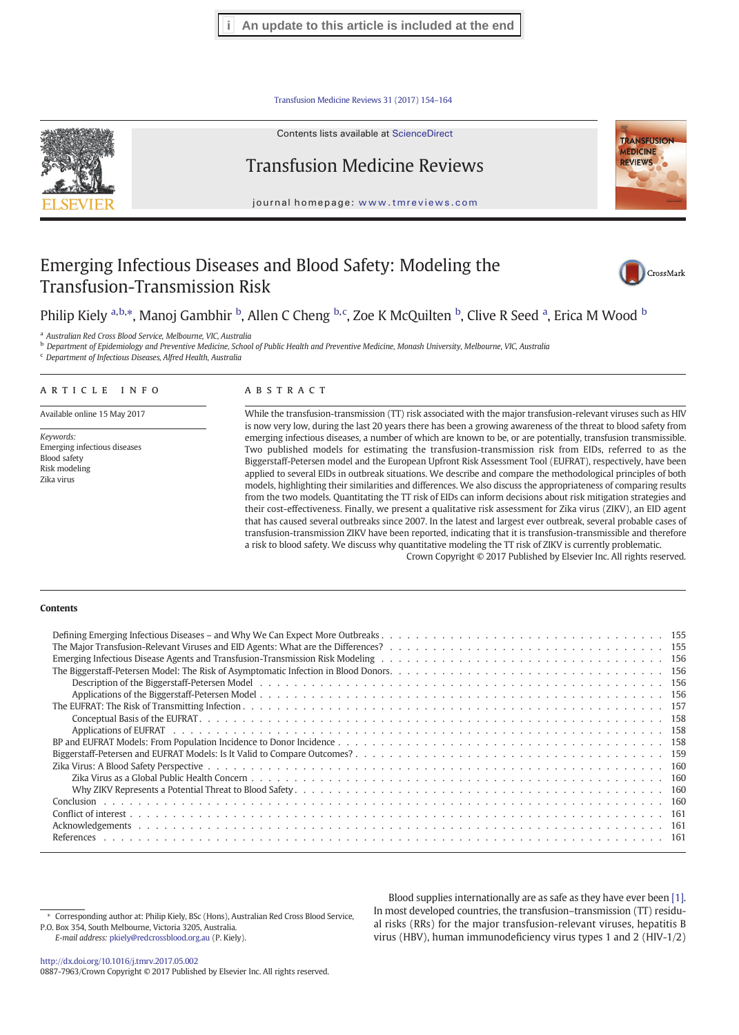An update to this article is included at the end

# Emerging Infectious Diseases and Blood Safety: Modeling the Transfusion-Transmission Risk

Philip Kiely [a,b,*], Manoj Gambhir [b], Allen C Cheng [b,c], Zoe K McQuilten [b], Clive R Seed [a], Erica M Wood [b]

[a] Australian Red Cross Blood Service, Melbourne, VIC, Australia
[b] Department of Epidemiology and Preventive Medicine, School of Public Health and Preventive Medicine, Monash University, Melbourne, VIC, Australia
[c] Department of Infectious Diseases, Alfred Health, Australia

## ARTICLE INFO

Available online 15 May 2017

*Keywords:*
Emerging infectious diseases
Blood safety
Risk modeling
Zika virus

## ABSTRACT

While the transfusion-transmission (TT) risk associated with the major transfusion-relevant viruses such as HIV is now very low, during the last 20 years there has been a growing awareness of the threat to blood safety from emerging infectious diseases, a number of which are known to be, or are potentially, transfusion transmissible. Two published models for estimating the transfusion-transmission risk from EIDs, referred to as the Biggerstaff-Petersen model and the European Upfront Risk Assessment Tool (EUFRAT), respectively, have been applied to several EIDs in outbreak situations. We describe and compare the methodological principles of both models, highlighting their similarities and differences. We also discuss the appropriateness of comparing results from the two models. Quantitating the TT risk of EIDs can inform decisions about risk mitigation strategies and their cost-effectiveness. Finally, we present a qualitative risk assessment for Zika virus (ZIKV), an EID agent that has caused several outbreaks since 2007. In the latest and largest ever outbreak, several probable cases of transfusion-transmission ZIKV have been reported, indicating that it is transfusion-transmissible and therefore a risk to blood safety. We discuss why quantitative modeling the TT risk of ZIKV is currently problematic.

Crown Copyright © 2017 Published by Elsevier Inc. All rights reserved.

## Contents

- Defining Emerging Infectious Diseases – and Why We Can Expect More Outbreaks . . . 155
- The Major Transfusion-Relevant Viruses and EID Agents: What are the Differences? . . . 155
- Emerging Infectious Disease Agents and Transfusion-Transmission Risk Modeling . . . 156
- The Biggerstaff-Petersen Model: The Risk of Asymptomatic Infection in Blood Donors . . . 156
  - Description of the Biggerstaff-Petersen Model . . . 156
  - Applications of the Biggerstaff-Petersen Model . . . 156
- The EUFRAT: The Risk of Transmitting Infection . . . 157
  - Conceptual Basis of the EUFRAT . . . 158
  - Applications of EUFRAT . . . 158
- BP and EUFRAT Models: From Population Incidence to Donor Incidence . . . 158
- Biggerstaff-Petersen and EUFRAT Models: Is It Valid to Compare Outcomes? . . . 159
- Zika Virus: A Blood Safety Perspective . . . 160
  - Zika Virus as a Global Public Health Concern . . . 160
  - Why ZIKV Represents a Potential Threat to Blood Safety . . . 160
- Conclusion . . . 160
- Conflict of interest . . . 161
- Acknowledgements . . . 161
- References . . . 161

Blood supplies internationally are as safe as they have ever been [1]. In most developed countries, the transfusion–transmission (TT) residual risks (RRs) for the major transfusion-relevant viruses, hepatitis B virus (HBV), human immunodeficiency virus types 1 and 2 (HIV-1/2)

* Corresponding author at: Philip Kiely, BSc (Hons), Australian Red Cross Blood Service, P.O. Box 354, South Melbourne, Victoria 3205, Australia.
*E-mail address:* pkiely@redcrossblood.org.au (P. Kiely).

http://dx.doi.org/10.1016/j.tmrv.2017.05.002
0887-7963/Crown Copyright © 2017 Published by Elsevier Inc. All rights reserved.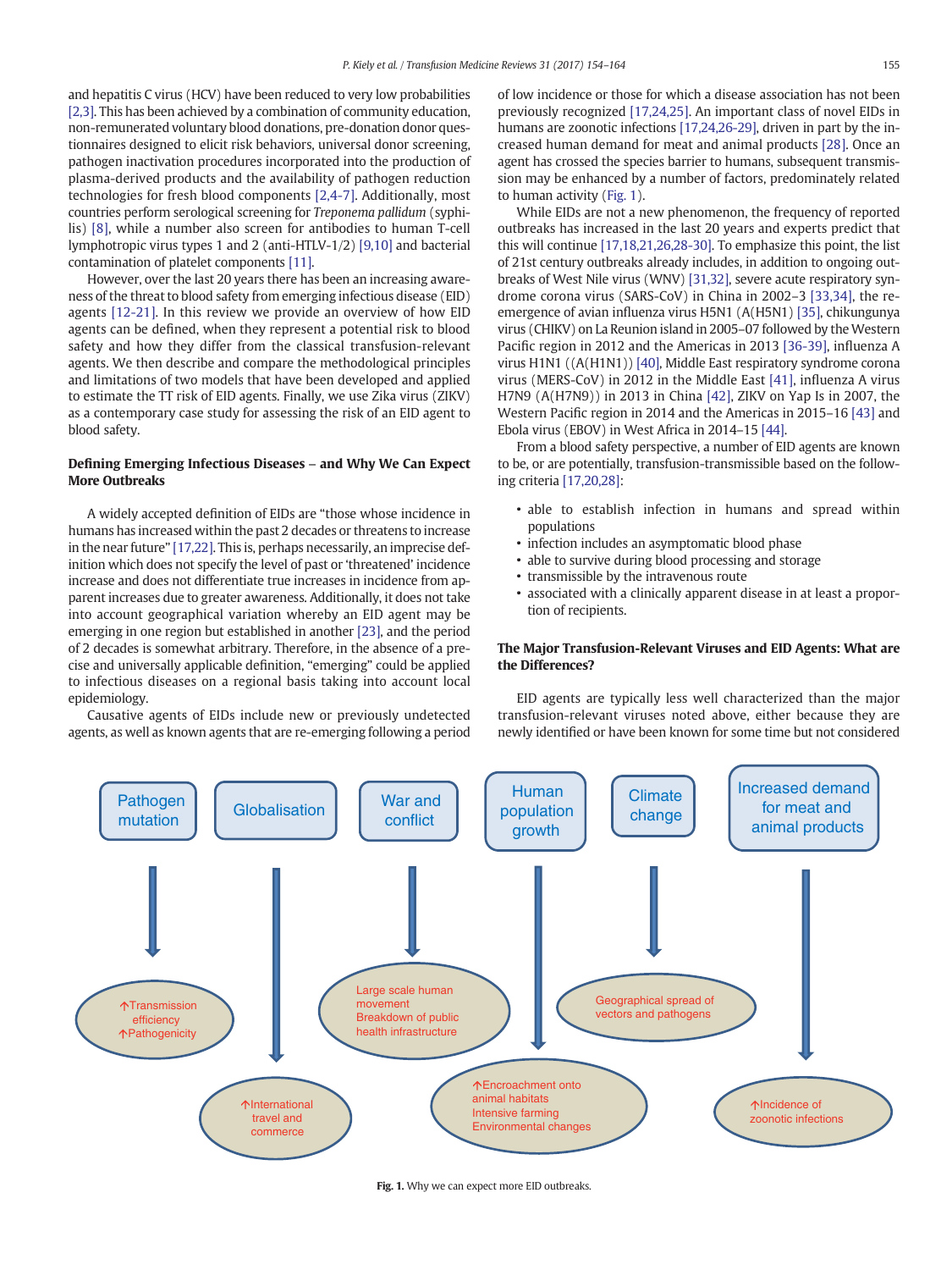and hepatitis C virus (HCV) have been reduced to very low probabilities [2,3]. This has been achieved by a combination of community education, non-remunerated voluntary blood donations, pre-donation donor questionnaires designed to elicit risk behaviors, universal donor screening, pathogen inactivation procedures incorporated into the production of plasma-derived products and the availability of pathogen reduction technologies for fresh blood components [2,4-7]. Additionally, most countries perform serological screening for *Treponema pallidum* (syphilis) [8], while a number also screen for antibodies to human T-cell lymphotropic virus types 1 and 2 (anti-HTLV-1/2) [9,10] and bacterial contamination of platelet components [11].

However, over the last 20 years there has been an increasing awareness of the threat to blood safety from emerging infectious disease (EID) agents [12-21]. In this review we provide an overview of how EID agents can be defined, when they represent a potential risk to blood safety and how they differ from the classical transfusion-relevant agents. We then describe and compare the methodological principles and limitations of two models that have been developed and applied to estimate the TT risk of EID agents. Finally, we use Zika virus (ZIKV) as a contemporary case study for assessing the risk of an EID agent to blood safety.

## Defining Emerging Infectious Diseases – and Why We Can Expect More Outbreaks

A widely accepted definition of EIDs are "those whose incidence in humans has increased within the past 2 decades or threatens to increase in the near future" [17,22]. This is, perhaps necessarily, an imprecise definition which does not specify the level of past or 'threatened' incidence increase and does not differentiate true increases in incidence from apparent increases due to greater awareness. Additionally, it does not take into account geographical variation whereby an EID agent may be emerging in one region but established in another [23], and the period of 2 decades is somewhat arbitrary. Therefore, in the absence of a precise and universally applicable definition, "emerging" could be applied to infectious diseases on a regional basis taking into account local epidemiology.

Causative agents of EIDs include new or previously undetected agents, as well as known agents that are re-emerging following a period of low incidence or those for which a disease association has not been previously recognized [17,24,25]. An important class of novel EIDs in humans are zoonotic infections [17,24,26-29], driven in part by the increased human demand for meat and animal products [28]. Once an agent has crossed the species barrier to humans, subsequent transmission may be enhanced by a number of factors, predominately related to human activity (Fig. 1).

While EIDs are not a new phenomenon, the frequency of reported outbreaks has increased in the last 20 years and experts predict that this will continue [17,18,21,26,28-30]. To emphasize this point, the list of 21st century outbreaks already includes, in addition to ongoing outbreaks of West Nile virus (WNV) [31,32], severe acute respiratory syndrome corona virus (SARS-CoV) in China in 2002–3 [33,34], the re-emergence of avian influenza virus H5N1 (A(H5N1) [35], chikungunya virus (CHIKV) on La Reunion island in 2005–07 followed by the Western Pacific region in 2012 and the Americas in 2013 [36-39], influenza A virus H1N1 ((A(H1N1)) [40], Middle East respiratory syndrome corona virus (MERS-CoV) in 2012 in the Middle East [41], influenza A virus H7N9 (A(H7N9)) in 2013 in China [42], ZIKV on Yap Is in 2007, the Western Pacific region in 2014 and the Americas in 2015–16 [43] and Ebola virus (EBOV) in West Africa in 2014–15 [44].

From a blood safety perspective, a number of EID agents are known to be, or are potentially, transfusion-transmissible based on the following criteria [17,20,28]:

- able to establish infection in humans and spread within populations
- infection includes an asymptomatic blood phase
- able to survive during blood processing and storage
- transmissible by the intravenous route
- associated with a clinically apparent disease in at least a proportion of recipients.

## The Major Transfusion-Relevant Viruses and EID Agents: What are the Differences?

EID agents are typically less well characterized than the major transfusion-relevant viruses noted above, either because they are newly identified or have been known for some time but not considered

Pathogen mutation → ↑Transmission efficiency, ↑Pathogenicity

Globalisation → ↑International travel and commerce

War and conflict → Large scale human movement, Breakdown of public health infrastructure

Human population growth → ↑Encroachment onto animal habitats, Intensive farming, Environmental changes

Climate change → Geographical spread of vectors and pathogens

Increased demand for meat and animal products → ↑Incidence of zoonotic infections

**Fig. 1.** Why we can expect more EID outbreaks.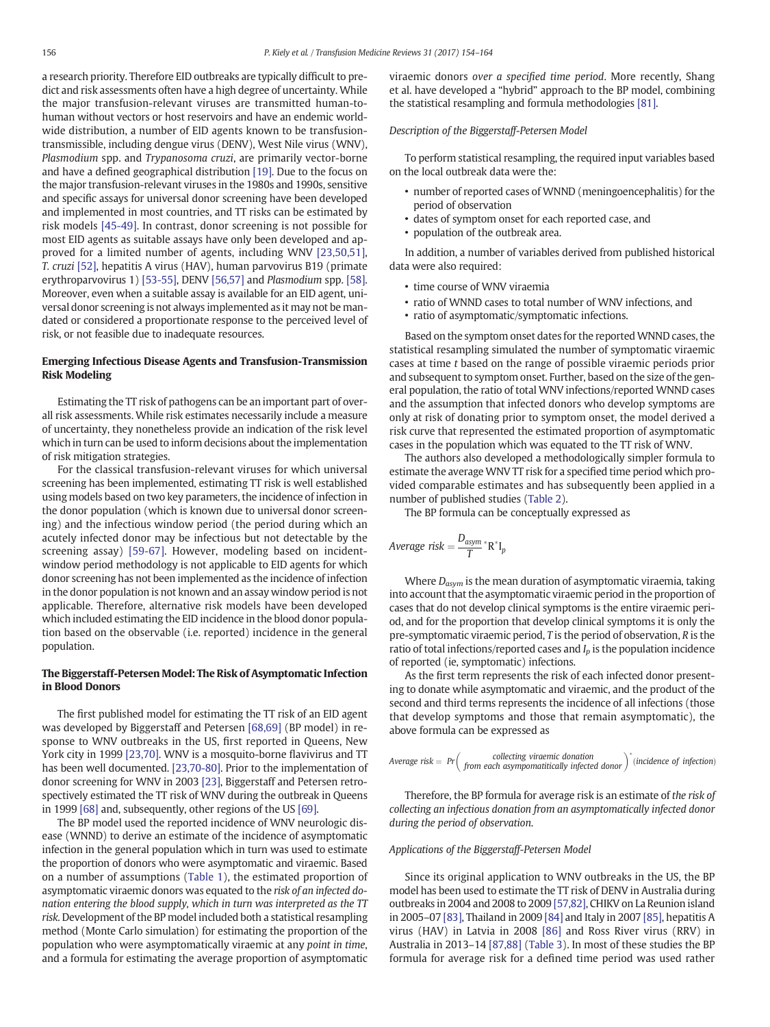a research priority. Therefore EID outbreaks are typically difficult to predict and risk assessments often have a high degree of uncertainty. While the major transfusion-relevant viruses are transmitted human-to-human without vectors or host reservoirs and have an endemic worldwide distribution, a number of EID agents known to be transfusion-transmissible, including dengue virus (DENV), West Nile virus (WNV), *Plasmodium* spp. and *Trypanosoma cruzi*, are primarily vector-borne and have a defined geographical distribution [19]. Due to the focus on the major transfusion-relevant viruses in the 1980s and 1990s, sensitive and specific assays for universal donor screening have been developed and implemented in most countries, and TT risks can be estimated by risk models [45-49]. In contrast, donor screening is not possible for most EID agents as suitable assays have only been developed and approved for a limited number of agents, including WNV [23,50,51], *T. cruzi* [52], hepatitis A virus (HAV), human parvovirus B19 (primate erythroparvovirus 1) [53-55], DENV [56,57] and *Plasmodium* spp. [58]. Moreover, even when a suitable assay is available for an EID agent, universal donor screening is not always implemented as it may not be mandated or considered a proportionate response to the perceived level of risk, or not feasible due to inadequate resources.

## Emerging Infectious Disease Agents and Transfusion-Transmission Risk Modeling

Estimating the TT risk of pathogens can be an important part of overall risk assessments. While risk estimates necessarily include a measure of uncertainty, they nonetheless provide an indication of the risk level which in turn can be used to inform decisions about the implementation of risk mitigation strategies.

For the classical transfusion-relevant viruses for which universal screening has been implemented, estimating TT risk is well established using models based on two key parameters, the incidence of infection in the donor population (which is known due to universal donor screening) and the infectious window period (the period during which an acutely infected donor may be infectious but not detectable by the screening assay) [59-67]. However, modeling based on incident-window period methodology is not applicable to EID agents for which donor screening has not been implemented as the incidence of infection in the donor population is not known and an assay window period is not applicable. Therefore, alternative risk models have been developed which included estimating the EID incidence in the blood donor population based on the observable (i.e. reported) incidence in the general population.

## The Biggerstaff-Petersen Model: The Risk of Asymptomatic Infection in Blood Donors

The first published model for estimating the TT risk of an EID agent was developed by Biggerstaff and Petersen [68,69] (BP model) in response to WNV outbreaks in the US, first reported in Queens, New York city in 1999 [23,70]. WNV is a mosquito-borne flavivirus and TT has been well documented. [23,70-80]. Prior to the implementation of donor screening for WNV in 2003 [23], Biggerstaff and Petersen retrospectively estimated the TT risk of WNV during the outbreak in Queens in 1999 [68] and, subsequently, other regions of the US [69].

The BP model used the reported incidence of WNV neurologic disease (WNND) to derive an estimate of the incidence of asymptomatic infection in the general population which in turn was used to estimate the proportion of donors who were asymptomatic and viraemic. Based on a number of assumptions (Table 1), the estimated proportion of asymptomatic viraemic donors was equated to the *risk of an infected donation entering the blood supply, which in turn was interpreted as the TT risk.* Development of the BP model included both a statistical resampling method (Monte Carlo simulation) for estimating the proportion of the population who were asymptomatically viraemic at any *point in time*, and a formula for estimating the average proportion of asymptomatic viraemic donors *over a specified time period*. More recently, Shang et al. have developed a "hybrid" approach to the BP model, combining the statistical resampling and formula methodologies [81].

### Description of the Biggerstaff-Petersen Model

To perform statistical resampling, the required input variables based on the local outbreak data were the:

- number of reported cases of WNND (meningoencephalitis) for the period of observation
- dates of symptom onset for each reported case, and
- population of the outbreak area.

In addition, a number of variables derived from published historical data were also required:

- time course of WNV viraemia
- ratio of WNND cases to total number of WNV infections, and
- ratio of asymptomatic/symptomatic infections.

Based on the symptom onset dates for the reported WNND cases, the statistical resampling simulated the number of symptomatic viraemic cases at time *t* based on the range of possible viraemic periods prior and subsequent to symptom onset. Further, based on the size of the general population, the ratio of total WNV infections/reported WNND cases and the assumption that infected donors who develop symptoms are only at risk of donating prior to symptom onset, the model derived a risk curve that represented the estimated proportion of asymptomatic cases in the population which was equated to the TT risk of WNV.

The authors also developed a methodologically simpler formula to estimate the average WNV TT risk for a specified time period which provided comparable estimates and has subsequently been applied in a number of published studies (Table 2).

The BP formula can be conceptually expressed as

$$Average\ risk = \frac{D_{asym}}{T} {}^{*} R^{*} I_p$$

Where $D_{asym}$ is the mean duration of asymptomatic viraemia, taking into account that the asymptomatic viraemic period in the proportion of cases that do not develop clinical symptoms is the entire viraemic period, and for the proportion that develop clinical symptoms it is only the pre-symptomatic viraemic period, $T$ is the period of observation, $R$ is the ratio of total infections/reported cases and $I_p$ is the population incidence of reported (ie, symptomatic) infections.

As the first term represents the risk of each infected donor presenting to donate while asymptomatic and viraemic, and the product of the second and third terms represents the incidence of all infections (those that develop symptoms and those that remain asymptomatic), the above formula can be expressed as

$$Average\ risk = Pr\left(\begin{array}{c}\text{collecting viraemic donation}\\ \text{from each asympomatitically infected donor}\end{array}\right)^{*}(\text{incidence of infection})$$

Therefore, the BP formula for average risk is an estimate of *the risk of collecting an infectious donation from an asymptomatically infected donor during the period of observation.*

### Applications of the Biggerstaff-Petersen Model

Since its original application to WNV outbreaks in the US, the BP model has been used to estimate the TT risk of DENV in Australia during outbreaks in 2004 and 2008 to 2009 [57,82], CHIKV on La Reunion island in 2005–07 [83], Thailand in 2009 [84] and Italy in 2007 [85], hepatitis A virus (HAV) in Latvia in 2008 [86] and Ross River virus (RRV) in Australia in 2013–14 [87,88] (Table 3). In most of these studies the BP formula for average risk for a defined time period was used rather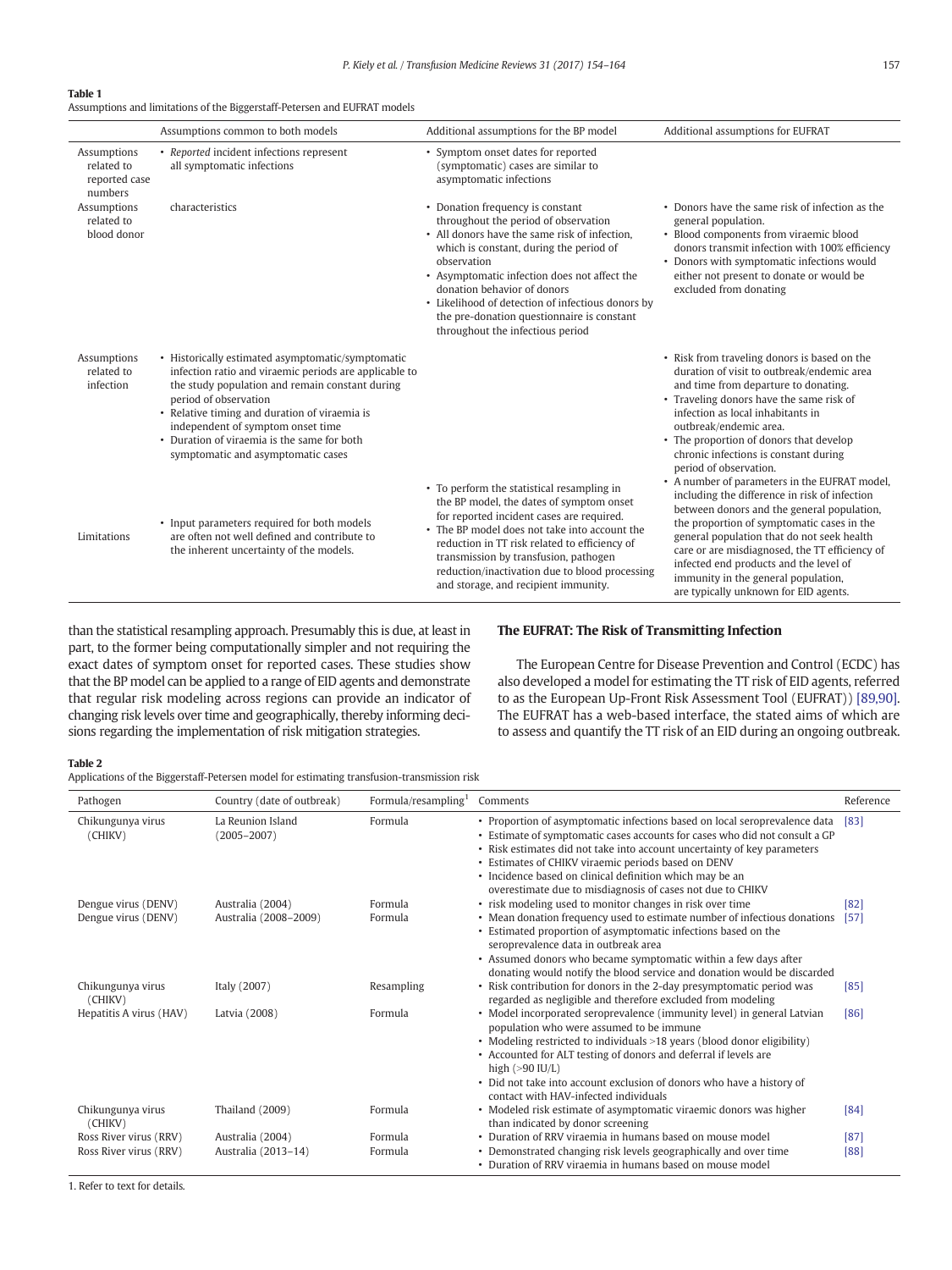**Table 1**
Assumptions and limitations of the Biggerstaff-Petersen and EUFRAT models

| | Assumptions common to both models | Additional assumptions for the BP model | Additional assumptions for EUFRAT |
|---|---|---|---|
| Assumptions related to reported case numbers | • *Reported* incident infections represent all symptomatic infections | • Symptom onset dates for reported (symptomatic) cases are similar to asymptomatic infections | |
| Assumptions related to blood donor characteristics | | • Donation frequency is constant throughout the period of observation<br>• All donors have the same risk of infection, which is constant, during the period of observation<br>• Asymptomatic infection does not affect the donation behavior of donors<br>• Likelihood of detection of infectious donors by the pre-donation questionnaire is constant throughout the infectious period | • Donors have the same risk of infection as the general population.<br>• Blood components from viraemic blood donors transmit infection with 100% efficiency<br>• Donors with symptomatic infections would either not present to donate or would be excluded from donating |
| Assumptions related to infection | • Historically estimated asymptomatic/symptomatic infection ratio and viraemic periods are applicable to the study population and remain constant during period of observation<br>• Relative timing and duration of viraemia is independent of symptom onset time<br>• Duration of viraemia is the same for both symptomatic and asymptomatic cases | | • Risk from traveling donors is based on the duration of visit to outbreak/endemic area and time from departure to donating.<br>• Traveling donors have the same risk of infection as local inhabitants in outbreak/endemic area.<br>• The proportion of donors that develop chronic infections is constant during period of observation. |
| Limitations | • Input parameters required for both models are often not well defined and contribute to the inherent uncertainty of the models. | • To perform the statistical resampling in the BP model, the dates of symptom onset for reported incident cases are required.<br>• The BP model does not take into account the reduction in TT risk related to efficiency of transmission by transfusion, pathogen reduction/inactivation due to blood processing and storage, and recipient immunity. | • A number of parameters in the EUFRAT model, including the difference in risk of infection between donors and the general population, the proportion of symptomatic cases in the general population that do not seek health care or are misdiagnosed, the TT efficiency of infected end products and the level of immunity in the general population, are typically unknown for EID agents. |

than the statistical resampling approach. Presumably this is due, at least in part, to the former being computationally simpler and not requiring the exact dates of symptom onset for reported cases. These studies show that the BP model can be applied to a range of EID agents and demonstrate that regular risk modeling across regions can provide an indicator of changing risk levels over time and geographically, thereby informing decisions regarding the implementation of risk mitigation strategies.

## The EUFRAT: The Risk of Transmitting Infection

The European Centre for Disease Prevention and Control (ECDC) has also developed a model for estimating the TT risk of EID agents, referred to as the European Up-Front Risk Assessment Tool (EUFRAT)) [89,90]. The EUFRAT has a web-based interface, the stated aims of which are to assess and quantify the TT risk of an EID during an ongoing outbreak.

**Table 2**
Applications of the Biggerstaff-Petersen model for estimating transfusion-transmission risk

| Pathogen | Country (date of outbreak) | Formula/resampling[1] | Comments | Reference |
|---|---|---|---|---|
| Chikungunya virus (CHIKV) | La Reunion Island (2005–2007) | Formula | • Proportion of asymptomatic infections based on local seroprevalence data<br>• Estimate of symptomatic cases accounts for cases who did not consult a GP<br>• Risk estimates did not take into account uncertainty of key parameters<br>• Estimates of CHIKV viraemic periods based on DENV<br>• Incidence based on clinical definition which may be an overestimate due to misdiagnosis of cases not due to CHIKV | [83] |
| Dengue virus (DENV) | Australia (2004) | Formula | • risk modeling used to monitor changes in risk over time | [82] |
| Dengue virus (DENV) | Australia (2008–2009) | Formula | • Mean donation frequency used to estimate number of infectious donations<br>• Estimated proportion of asymptomatic infections based on the seroprevalence data in outbreak area<br>• Assumed donors who became symptomatic within a few days after donating would notify the blood service and donation would be discarded | [57] |
| Chikungunya virus (CHIKV) | Italy (2007) | Resampling | • Risk contribution for donors in the 2-day presymptomatic period was regarded as negligible and therefore excluded from modeling | [85] |
| Hepatitis A virus (HAV) | Latvia (2008) | Formula | • Model incorporated seroprevalence (immunity level) in general Latvian population who were assumed to be immune<br>• Modeling restricted to individuals >18 years (blood donor eligibility)<br>• Accounted for ALT testing of donors and deferral if levels are high (>90 IU/L)<br>• Did not take into account exclusion of donors who have a history of contact with HAV-infected individuals | [86] |
| Chikungunya virus (CHIKV) | Thailand (2009) | Formula | • Modeled risk estimate of asymptomatic viraemic donors was higher than indicated by donor screening | [84] |
| Ross River virus (RRV) | Australia (2004) | Formula | • Duration of RRV viraemia in humans based on mouse model | [87] |
| Ross River virus (RRV) | Australia (2013–14) | Formula | • Demonstrated changing risk levels geographically and over time<br>• Duration of RRV viraemia in humans based on mouse model | [88] |

1. Refer to text for details.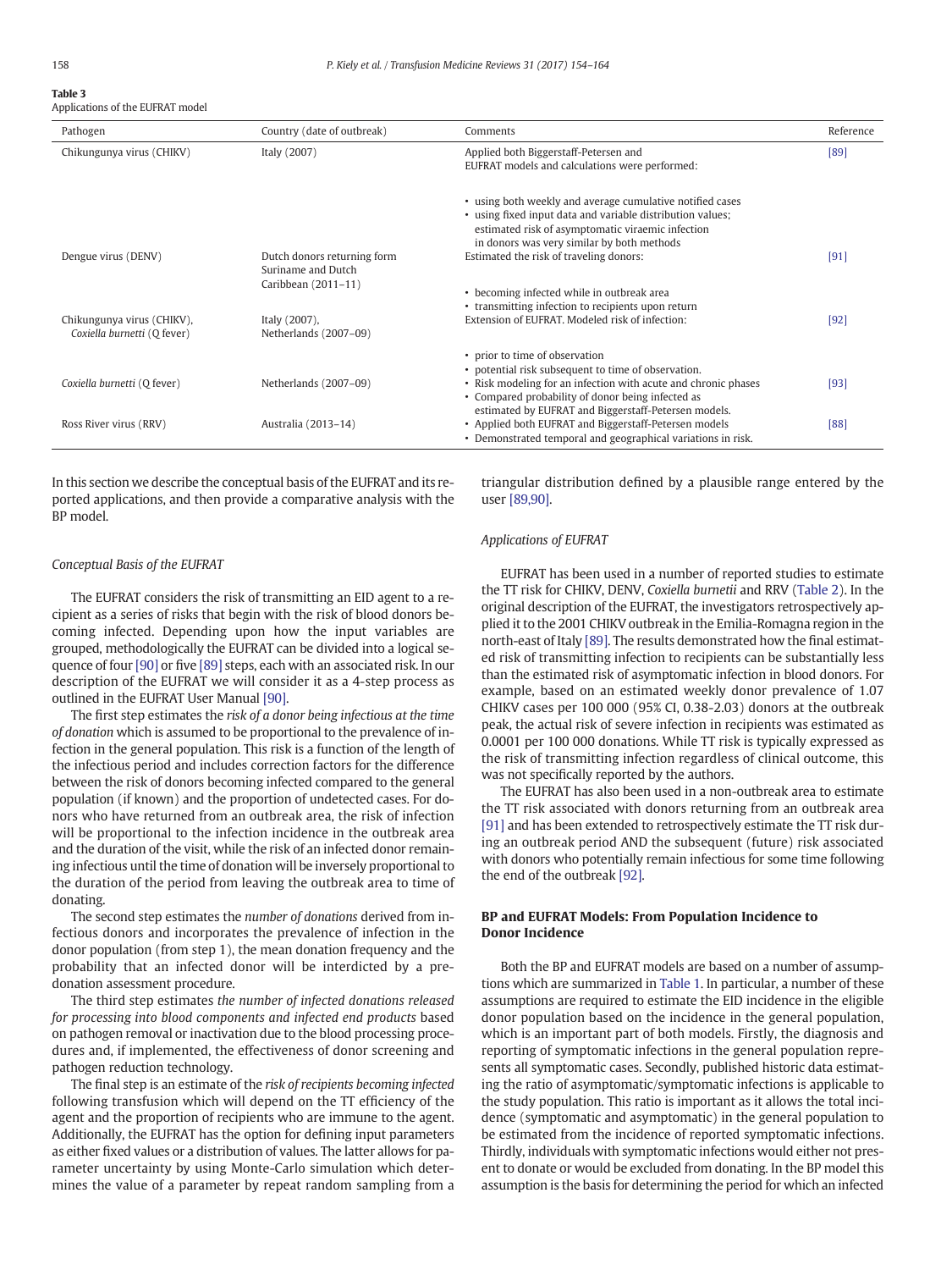**Table 3**
Applications of the EUFRAT model

| Pathogen | Country (date of outbreak) | Comments | Reference |
|---|---|---|---|
| Chikungunya virus (CHIKV) | Italy (2007) | Applied both Biggerstaff-Petersen and EUFRAT models and calculations were performed:<br>• using both weekly and average cumulative notified cases<br>• using fixed input data and variable distribution values; estimated risk of asymptomatic viraemic infection in donors was very similar by both methods | [89] |
| Dengue virus (DENV) | Dutch donors returning form Suriname and Dutch Caribbean (2011–11) | Estimated the risk of traveling donors:<br>• becoming infected while in outbreak area<br>• transmitting infection to recipients upon return | [91] |
| Chikungunya virus (CHIKV), *Coxiella burnetti* (Q fever) | Italy (2007), Netherlands (2007–09) | Extension of EUFRAT. Modeled risk of infection:<br>• prior to time of observation<br>• potential risk subsequent to time of observation. | [92] |
| *Coxiella burnetti* (Q fever) | Netherlands (2007–09) | • Risk modeling for an infection with acute and chronic phases<br>• Compared probability of donor being infected as estimated by EUFRAT and Biggerstaff-Petersen models. | [93] |
| Ross River virus (RRV) | Australia (2013–14) | • Applied both EUFRAT and Biggerstaff-Petersen models<br>• Demonstrated temporal and geographical variations in risk. | [88] |

In this section we describe the conceptual basis of the EUFRAT and its reported applications, and then provide a comparative analysis with the BP model.

### Conceptual Basis of the EUFRAT

The EUFRAT considers the risk of transmitting an EID agent to a recipient as a series of risks that begin with the risk of blood donors becoming infected. Depending upon how the input variables are grouped, methodologically the EUFRAT can be divided into a logical sequence of four [90] or five [89] steps, each with an associated risk. In our description of the EUFRAT we will consider it as a 4-step process as outlined in the EUFRAT User Manual [90].

The first step estimates the *risk of a donor being infectious at the time of donation* which is assumed to be proportional to the prevalence of infection in the general population. This risk is a function of the length of the infectious period and includes correction factors for the difference between the risk of donors becoming infected compared to the general population (if known) and the proportion of undetected cases. For donors who have returned from an outbreak area, the risk of infection will be proportional to the infection incidence in the outbreak area and the duration of the visit, while the risk of an infected donor remaining infectious until the time of donation will be inversely proportional to the duration of the period from leaving the outbreak area to time of donating.

The second step estimates the *number of donations* derived from infectious donors and incorporates the prevalence of infection in the donor population (from step 1), the mean donation frequency and the probability that an infected donor will be interdicted by a predonation assessment procedure.

The third step estimates *the number of infected donations released for processing into blood components and infected end products* based on pathogen removal or inactivation due to the blood processing procedures and, if implemented, the effectiveness of donor screening and pathogen reduction technology.

The final step is an estimate of the *risk of recipients becoming infected* following transfusion which will depend on the TT efficiency of the agent and the proportion of recipients who are immune to the agent. Additionally, the EUFRAT has the option for defining input parameters as either fixed values or a distribution of values. The latter allows for parameter uncertainty by using Monte-Carlo simulation which determines the value of a parameter by repeat random sampling from a triangular distribution defined by a plausible range entered by the user [89,90].

### Applications of EUFRAT

EUFRAT has been used in a number of reported studies to estimate the TT risk for CHIKV, DENV, *Coxiella burnetii* and RRV (Table 2). In the original description of the EUFRAT, the investigators retrospectively applied it to the 2001 CHIKV outbreak in the Emilia-Romagna region in the north-east of Italy [89]. The results demonstrated how the final estimated risk of transmitting infection to recipients can be substantially less than the estimated risk of asymptomatic infection in blood donors. For example, based on an estimated weekly donor prevalence of 1.07 CHIKV cases per 100 000 (95% CI, 0.38-2.03) donors at the outbreak peak, the actual risk of severe infection in recipients was estimated as 0.0001 per 100 000 donations. While TT risk is typically expressed as the risk of transmitting infection regardless of clinical outcome, this was not specifically reported by the authors.

The EUFRAT has also been used in a non-outbreak area to estimate the TT risk associated with donors returning from an outbreak area [91] and has been extended to retrospectively estimate the TT risk during an outbreak period AND the subsequent (future) risk associated with donors who potentially remain infectious for some time following the end of the outbreak [92].

## BP and EUFRAT Models: From Population Incidence to Donor Incidence

Both the BP and EUFRAT models are based on a number of assumptions which are summarized in Table 1. In particular, a number of these assumptions are required to estimate the EID incidence in the eligible donor population based on the incidence in the general population, which is an important part of both models. Firstly, the diagnosis and reporting of symptomatic infections in the general population represents all symptomatic cases. Secondly, published historic data estimating the ratio of asymptomatic/symptomatic infections is applicable to the study population. This ratio is important as it allows the total incidence (symptomatic and asymptomatic) in the general population to be estimated from the incidence of reported symptomatic infections. Thirdly, individuals with symptomatic infections would either not present to donate or would be excluded from donating. In the BP model this assumption is the basis for determining the period for which an infected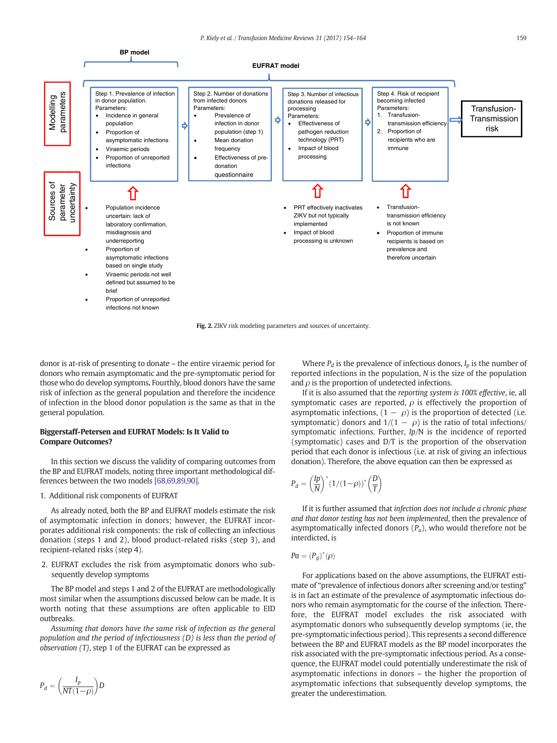BP model

EUFRAT model

Modelling parameters

Step 1. Prevalence of infection in donor population.
Parameters:
- Incidence in general population
- Proportion of asymptomatic infections
- Viraemic periods
- Proportion of unreported infections

Step 2. Number of donations from infected donors
Parameters:
- Prevalence of infection in donor population (step 1)
- Mean donation frequency
- Effectiveness of pre-donation questionnaire

Step 3. Number of infectious donations released for processing
Parameters:
- Effectiveness of pathogen reduction technology (PRT)
- Impact of blood processing

Step 4. Risk of recipient becoming infected
Parameters:
1. Transfusion-transmission efficiency
2. Proportion of recipients who are immune

Transfusion-Transmission risk

Sources of parameter uncertainty

- Population incidence uncertain: lack of laboratory confirmation, misdiagnosis and underreporting
- Proportion of asymptomatic infections based on single study
- Viraemic periods not well defined but assumed to be brief
- Proportion of unreported infections not known

- PRT effectively inactivates ZIKV but not typically implemented
- Impact of blood processing is unknown

- Transfusion-transmission efficiency is not known
- Proportion of immune recipients is based on prevalence and therefore uncertain

**Fig. 2.** ZIKV risk modeling parameters and sources of uncertainty.

donor is at-risk of presenting to donate – the entire viraemic period for donors who remain asymptomatic and the pre-symptomatic period for those who do develop symptoms. Fourthly, blood donors have the same risk of infection as the general population and therefore the incidence of infection in the blood donor population is the same as that in the general population.

### Biggerstaff-Petersen and EUFRAT Models: Is It Valid to Compare Outcomes?

In this section we discuss the validity of comparing outcomes from the BP and EUFRAT models, noting three important methodological differences between the two models [68,69,89,90].

1. Additional risk components of EUFRAT

As already noted, both the BP and EUFRAT models estimate the risk of asymptomatic infection in donors; however, the EUFRAT incorporates additional risk components: the risk of collecting an infectious donation (steps 1 and 2), blood product-related risks (step 3), and recipient-related risks (step 4).

2. EUFRAT excludes the risk from asymptomatic donors who subsequently develop symptoms

The BP model and steps 1 and 2 of the EUFRAT are methodologically most similar when the assumptions discussed below can be made. It is worth noting that these assumptions are often applicable to EID outbreaks.

*Assuming that donors have the same risk of infection as the general population and the period of infectiousness (D) is less than the period of observation (T)*, step 1 of the EUFRAT can be expressed as

$$P_d = \left(\frac{I_p}{NT(1-\rho)}\right)D$$

Where $P_d$ is the prevalence of infectious donors, $I_p$ is the number of reported infections in the population, $N$ is the size of the population and $\rho$ is the proportion of undetected infections.

If it is also assumed that the *reporting system is 100% effective*, ie, all symptomatic cases are reported, $\rho$ is effectively the proportion of asymptomatic infections, $(1 - \rho)$ is the proportion of detected (i.e. symptomatic) donors and $1/(1 - \rho)$ is the ratio of total infections/symptomatic infections. Further, $Ip/N$ is the incidence of reported (symptomatic) cases and D/T is the proportion of the observation period that each donor is infectious (i.e. at risk of giving an infectious donation). Therefore, the above equation can then be expressed as

$$P_d = \left(\frac{Ip}{N}\right)^*(1/(1-\rho))^*\left(\frac{D}{T}\right)$$

If it is further assumed that *infection does not include a chronic phase and that donor testing has not been implemented*, then the prevalence of asymptomatically infected donors ($P_a$), who would therefore not be interdicted, is

$$Pa = (P_d)^*(\rho)$$

For applications based on the above assumptions, the EUFRAT estimate of "prevalence of infectious donors after screening and/or testing" is in fact an estimate of the prevalence of asymptomatic infectious donors who remain asymptomatic for the course of the infection. Therefore, the EUFRAT model excludes the risk associated with asymptomatic donors who subsequently develop symptoms (ie, the pre-symptomatic infectious period). This represents a second difference between the BP and EUFRAT models as the BP model incorporates the risk associated with the pre-symptomatic infectious period. As a consequence, the EUFRAT model could potentially underestimate the risk of asymptomatic infections in donors – the higher the proportion of asymptomatic infections that subsequently develop symptoms, the greater the underestimation.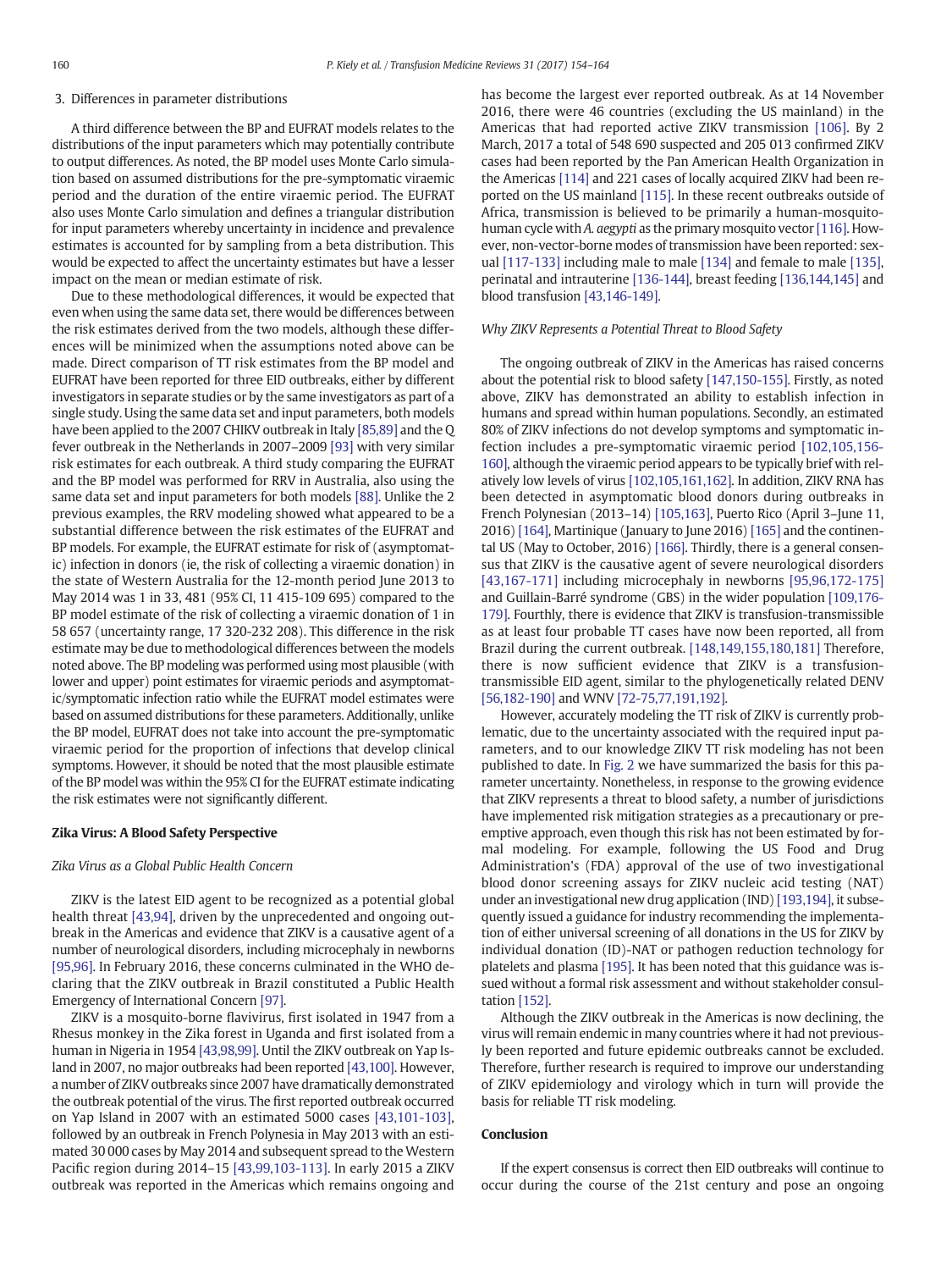3. Differences in parameter distributions

A third difference between the BP and EUFRAT models relates to the distributions of the input parameters which may potentially contribute to output differences. As noted, the BP model uses Monte Carlo simulation based on assumed distributions for the pre-symptomatic viraemic period and the duration of the entire viraemic period. The EUFRAT also uses Monte Carlo simulation and defines a triangular distribution for input parameters whereby uncertainty in incidence and prevalence estimates is accounted for by sampling from a beta distribution. This would be expected to affect the uncertainty estimates but have a lesser impact on the mean or median estimate of risk.

Due to these methodological differences, it would be expected that even when using the same data set, there would be differences between the risk estimates derived from the two models, although these differences will be minimized when the assumptions noted above can be made. Direct comparison of TT risk estimates from the BP model and EUFRAT have been reported for three EID outbreaks, either by different investigators in separate studies or by the same investigators as part of a single study. Using the same data set and input parameters, both models have been applied to the 2007 CHIKV outbreak in Italy [85,89] and the Q fever outbreak in the Netherlands in 2007–2009 [93] with very similar risk estimates for each outbreak. A third study comparing the EUFRAT and the BP model was performed for RRV in Australia, also using the same data set and input parameters for both models [88]. Unlike the 2 previous examples, the RRV modeling showed what appeared to be a substantial difference between the risk estimates of the EUFRAT and BP models. For example, the EUFRAT estimate for risk of (asymptomatic) infection in donors (ie, the risk of collecting a viraemic donation) in the state of Western Australia for the 12-month period June 2013 to May 2014 was 1 in 33, 481 (95% CI, 11 415-109 695) compared to the BP model estimate of the risk of collecting a viraemic donation of 1 in 58 657 (uncertainty range, 17 320-232 208). This difference in the risk estimate may be due to methodological differences between the models noted above. The BP modeling was performed using most plausible (with lower and upper) point estimates for viraemic periods and asymptomatic/symptomatic infection ratio while the EUFRAT model estimates were based on assumed distributions for these parameters. Additionally, unlike the BP model, EUFRAT does not take into account the pre-symptomatic viraemic period for the proportion of infections that develop clinical symptoms. However, it should be noted that the most plausible estimate of the BP model was within the 95% CI for the EUFRAT estimate indicating the risk estimates were not significantly different.

## Zika Virus: A Blood Safety Perspective

### *Zika Virus as a Global Public Health Concern*

ZIKV is the latest EID agent to be recognized as a potential global health threat [43,94], driven by the unprecedented and ongoing outbreak in the Americas and evidence that ZIKV is a causative agent of a number of neurological disorders, including microcephaly in newborns [95,96]. In February 2016, these concerns culminated in the WHO declaring that the ZIKV outbreak in Brazil constituted a Public Health Emergency of International Concern [97].

ZIKV is a mosquito-borne flavivirus, first isolated in 1947 from a Rhesus monkey in the Zika forest in Uganda and first isolated from a human in Nigeria in 1954 [43,98,99]. Until the ZIKV outbreak on Yap Island in 2007, no major outbreaks had been reported [43,100]. However, a number of ZIKV outbreaks since 2007 have dramatically demonstrated the outbreak potential of the virus. The first reported outbreak occurred on Yap Island in 2007 with an estimated 5000 cases [43,101-103], followed by an outbreak in French Polynesia in May 2013 with an estimated 30 000 cases by May 2014 and subsequent spread to the Western Pacific region during 2014–15 [43,99,103-113]. In early 2015 a ZIKV outbreak was reported in the Americas which remains ongoing and has become the largest ever reported outbreak. As at 14 November 2016, there were 46 countries (excluding the US mainland) in the Americas that had reported active ZIKV transmission [106]. By 2 March, 2017 a total of 548 690 suspected and 205 013 confirmed ZIKV cases had been reported by the Pan American Health Organization in the Americas [114] and 221 cases of locally acquired ZIKV had been reported on the US mainland [115]. In these recent outbreaks outside of Africa, transmission is believed to be primarily a human-mosquito-human cycle with *A. aegypti* as the primary mosquito vector [116]. However, non-vector-borne modes of transmission have been reported: sexual [117-133] including male to male [134] and female to male [135], perinatal and intrauterine [136-144], breast feeding [136,144,145] and blood transfusion [43,146-149].

### *Why ZIKV Represents a Potential Threat to Blood Safety*

The ongoing outbreak of ZIKV in the Americas has raised concerns about the potential risk to blood safety [147,150-155]. Firstly, as noted above, ZIKV has demonstrated an ability to establish infection in humans and spread within human populations. Secondly, an estimated 80% of ZIKV infections do not develop symptoms and symptomatic infection includes a pre-symptomatic viraemic period [102,105,156-160], although the viraemic period appears to be typically brief with relatively low levels of virus [102,105,161,162]. In addition, ZIKV RNA has been detected in asymptomatic blood donors during outbreaks in French Polynesian (2013–14) [105,163], Puerto Rico (April 3–June 11, 2016) [164], Martinique (January to June 2016) [165] and the continental US (May to October, 2016) [166]. Thirdly, there is a general consensus that ZIKV is the causative agent of severe neurological disorders [43,167-171] including microcephaly in newborns [95,96,172-175] and Guillain-Barré syndrome (GBS) in the wider population [109,176-179]. Fourthly, there is evidence that ZIKV is transfusion-transmissible as at least four probable TT cases have now been reported, all from Brazil during the current outbreak. [148,149,155,180,181] Therefore, there is now sufficient evidence that ZIKV is a transfusion-transmissible EID agent, similar to the phylogenetically related DENV [56,182-190] and WNV [72-75,77,191,192].

However, accurately modeling the TT risk of ZIKV is currently problematic, due to the uncertainty associated with the required input parameters, and to our knowledge ZIKV TT risk modeling has not been published to date. In Fig. 2 we have summarized the basis for this parameter uncertainty. Nonetheless, in response to the growing evidence that ZIKV represents a threat to blood safety, a number of jurisdictions have implemented risk mitigation strategies as a precautionary or pre-emptive approach, even though this risk has not been estimated by formal modeling. For example, following the US Food and Drug Administration's (FDA) approval of the use of two investigational blood donor screening assays for ZIKV nucleic acid testing (NAT) under an investigational new drug application (IND) [193,194], it subsequently issued a guidance for industry recommending the implementation of either universal screening of all donations in the US for ZIKV by individual donation (ID)-NAT or pathogen reduction technology for platelets and plasma [195]. It has been noted that this guidance was issued without a formal risk assessment and without stakeholder consultation [152].

Although the ZIKV outbreak in the Americas is now declining, the virus will remain endemic in many countries where it had not previously been reported and future epidemic outbreaks cannot be excluded. Therefore, further research is required to improve our understanding of ZIKV epidemiology and virology which in turn will provide the basis for reliable TT risk modeling.

## Conclusion

If the expert consensus is correct then EID outbreaks will continue to occur during the course of the 21st century and pose an ongoing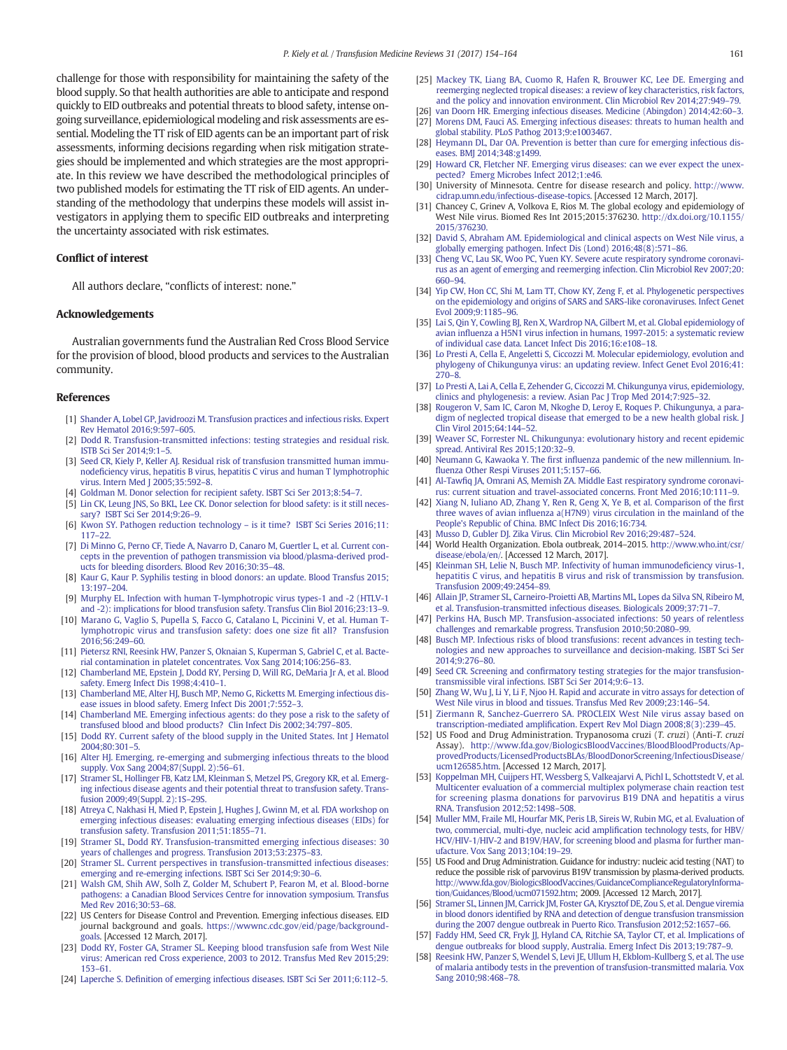challenge for those with responsibility for maintaining the safety of the blood supply. So that health authorities are able to anticipate and respond quickly to EID outbreaks and potential threats to blood safety, intense ongoing surveillance, epidemiological modeling and risk assessments are essential. Modeling the TT risk of EID agents can be an important part of risk assessments, informing decisions regarding when risk mitigation strategies should be implemented and which strategies are the most appropriate. In this review we have described the methodological principles of two published models for estimating the TT risk of EID agents. An understanding of the methodology that underpins these models will assist investigators in applying them to specific EID outbreaks and interpreting the uncertainty associated with risk estimates.

## Conflict of interest

All authors declare, "conflicts of interest: none."

## Acknowledgements

Australian governments fund the Australian Red Cross Blood Service for the provision of blood, blood products and services to the Australian community.

## References

[1] Shander A, Lobel GP, Javidroozi M. Transfusion practices and infectious risks. Expert Rev Hematol 2016;9:597–605.

[2] Dodd RY. Transfusion-transmitted infections: testing strategies and residual risk. ISTB Sci Ser 2014;9:1–5.

[3] Seed CR, Kiely P, Keller AJ. Residual risk of transfusion transmitted human immunodeficiency virus, hepatitis B virus, hepatitis C virus and human T lymphotrophic virus. Intern Med J 2005;35:592–8.

[4] Goldman M. Donor selection for recipient safety. ISBT Sci Ser 2013;8:54–7.

[5] Lin CK, Leung JNS, So BKL, Lee CK. Donor selection for blood safety: is it still necessary? ISBT Sci Ser 2014;9:26–9.

[6] Kwon SY. Pathogen reduction technology – is it time? ISBT Sci Series 2016;11:117–22.

[7] Di Minno G, Perno CF, Tiede A, Navarro D, Canaro M, Guertler L, et al. Current concepts in the prevention of pathogen transmission via blood/plasma-derived products for bleeding disorders. Blood Rev 2016;30:35–48.

[8] Kaur G, Kaur P. Syphilis testing in blood donors: an update. Blood Transfus 2015;13:197–204.

[9] Murphy EL. Infection with human T-lymphotropic virus types-1 and -2 (HTLV-1 and -2): implications for blood transfusion safety. Transfus Clin Biol 2016;23:13–9.

[10] Marano G, Vaglio S, Pupella S, Facco G, Catalano L, Piccinini V, et al. Human T-lymphotropic virus and transfusion safety: does one size fit all? Transfusion 2016;56:249–60.

[11] Pietersz RNI, Reesink HW, Panzer S, Oknaian S, Kuperman S, Gabriel C, et al. Bacterial contamination in platelet concentrates. Vox Sang 2014;106:256–83.

[12] Chamberland ME, Epstein J, Dodd RY, Persing D, Will RG, DeMaria Jr A, et al. Blood safety. Emerg Infect Dis 1998;4:410–1.

[13] Chamberland ME, Alter HJ, Busch MP, Nemo G, Ricketts M. Emerging infectious disease issues in blood safety. Emerg Infect Dis 2001;7:552–3.

[14] Chamberland ME. Emerging infectious agents: do they pose a risk to the safety of transfused blood and blood products? Clin Infect Dis 2002;34:797–805.

[15] Dodd RY. Current safety of the blood supply in the United States. Int J Hematol 2004;80:301–5.

[16] Alter HJ. Emerging, re-emerging and submerging infectious threats to the blood supply. Vox Sang 2004;87(Suppl. 2):56–61.

[17] Stramer SL, Hollinger FB, Katz LM, Kleinman S, Metzel PS, Gregory KR, et al. Emerging infectious disease agents and their potential threat to transfusion safety. Transfusion 2009;49(Suppl. 2):1S–29S.

[18] Atreya C, Nakhasi H, Mied P, Epstein J, Hughes J, Gwinn M, et al. FDA workshop on emerging infectious diseases: evaluating emerging infectious diseases (EIDs) for transfusion safety. Transfusion 2011;51:1855–71.

[19] Stramer SL, Dodd RY. Transfusion-transmitted emerging infectious diseases: 30 years of challenges and progress. Transfusion 2013;53:2375–83.

[20] Stramer SL. Current perspectives in transfusion-transmitted infectious diseases: emerging and re-emerging infections. ISBT Sci Ser 2014;9:30–6.

[21] Walsh GM, Shih AW, Solh Z, Golder M, Schubert P, Fearon M, et al. Blood-borne pathogens: a Canadian Blood Services Centre for innovation symposium. Transfus Med Rev 2016;30:53–68.

[22] US Centers for Disease Control and Prevention. Emerging infectious diseases. EID journal background and goals. https://wwwnc.cdc.gov/eid/page/background-goals. [Accessed 12 March, 2017].

[23] Dodd RY, Foster GA, Stramer SL. Keeping blood transfusion safe from West Nile virus: American red Cross experience, 2003 to 2012. Transfus Med Rev 2015;29:153–61.

[24] Laperche S. Definition of emerging infectious diseases. ISBT Sci Ser 2011;6:112–5.

[25] Mackey TK, Liang BA, Cuomo R, Hafen R, Brouwer KC, Lee DE. Emerging and reemerging neglected tropical diseases: a review of key characteristics, risk factors, and the policy and innovation environment. Clin Microbiol Rev 2014;27:949–79.

[26] van Doorn HR. Emerging infectious diseases. Medicine (Abingdon) 2014;42:60–3.

[27] Morens DM, Fauci AS. Emerging infectious diseases: threats to human health and global stability. PLoS Pathog 2013;9:e1003467.

[28] Heymann DL, Dar OA. Prevention is better than cure for emerging infectious diseases. BMJ 2014;348:g1499.

[29] Howard CR, Fletcher NF. Emerging virus diseases: can we ever expect the unexpected? Emerg Microbes Infect 2012;1:e46.

[30] University of Minnesota. Centre for disease research and policy. http://www.cidrap.umn.edu/infectious-disease-topics. [Accessed 12 March, 2017].

[31] Chancey C, Grinev A, Volkova E, Rios M. The global ecology and epidemiology of West Nile virus. Biomed Res Int 2015;2015:376230. http://dx.doi.org/10.1155/2015/376230.

[32] David S, Abraham AM. Epidemiological and clinical aspects on West Nile virus, a globally emerging pathogen. Infect Dis (Lond) 2016;48(8):571–86.

[33] Cheng VC, Lau SK, Woo PC, Yuen KY. Severe acute respiratory syndrome coronavirus as an agent of emerging and reemerging infection. Clin Microbiol Rev 2007;20:660–94.

[34] Yip CW, Hon CC, Shi M, Lam TT, Chow KY, Zeng F, et al. Phylogenetic perspectives on the epidemiology and origins of SARS and SARS-like coronaviruses. Infect Genet Evol 2009;9:1185–96.

[35] Lai S, Qin Y, Cowling BJ, Ren X, Wardrop NA, Gilbert M, et al. Global epidemiology of avian influenza a H5N1 virus infection in humans, 1997-2015: a systematic review of individual case data. Lancet Infect Dis 2016;16:e108–18.

[36] Lo Presti A, Cella E, Angeletti S, Ciccozzi M. Molecular epidemiology, evolution and phylogeny of Chikungunya virus: an updating review. Infect Genet Evol 2016;41:270–8.

[37] Lo Presti A, Lai A, Cella E, Zehender G, Ciccozzi M. Chikungunya virus, epidemiology, clinics and phylogenesis: a review. Asian Pac J Trop Med 2014;7:925–32.

[38] Rougeron V, Sam IC, Caron M, Nkoghe D, Leroy E, Roques P. Chikungunya, a paradigm of neglected tropical disease that emerged to be a new health global risk. J Clin Virol 2015;64:144–52.

[39] Weaver SC, Forrester NL. Chikungunya: evolutionary history and recent epidemic spread. Antiviral Res 2015;120:32–9.

[40] Neumann G, Kawaoka Y. The first influenza pandemic of the new millennium. Influenza Other Respi Viruses 2011;5:157–66.

[41] Al-Tawfiq JA, Omrani AS, Memish ZA. Middle East respiratory syndrome coronavirus: current situation and travel-associated concerns. Front Med 2016;10:111–9.

[42] Xiang N, Iuliano AD, Zhang Y, Ren R, Geng X, Ye B, et al. Comparison of the first three waves of avian influenza a(H7N9) virus circulation in the mainland of the People's Republic of China. BMC Infect Dis 2016;16:734.

[43] Musso D, Gubler DJ. Zika Virus. Clin Microbiol Rev 2016;29:487–524.

[44] World Health Organization. Ebola outbreak, 2014–2015. http://www.who.int/csr/disease/ebola/en/. [Accessed 12 March, 2017].

[45] Kleinman SH, Lelie N, Busch MP. Infectivity of human immunodeficiency virus-1, hepatitis C virus, and hepatitis B virus and risk of transmission by transfusion. Transfusion 2009;49:2454–89.

[46] Allain JP, Stramer SL, Carneiro-Proietti AB, Martins ML, Lopes da Silva SN, Ribeiro M, et al. Transfusion-transmitted infectious diseases. Biologicals 2009;37:71–7.

[47] Perkins HA, Busch MP. Transfusion-associated infections: 50 years of relentless challenges and remarkable progress. Transfusion 2010;50:2080–99.

[48] Busch MP. Infectious risks of blood transfusions: recent advances in testing technologies and new approaches to surveillance and decision-making. ISBT Sci Ser 2014;9:276–80.

[49] Seed CR. Screening and confirmatory testing strategies for the major transfusion-transmissible viral infections. ISBT Sci Ser 2014;9:6–13.

[50] Zhang W, Wu J, Li Y, Li F, Njoo H. Rapid and accurate in vitro assays for detection of West Nile virus in blood and tissues. Transfus Med Rev 2009;23:146–54.

[51] Ziermann R, Sanchez-Guerrero SA. PROCLEIX West Nile virus assay based on transcription-mediated amplification. Expert Rev Mol Diagn 2008;8(3):239–45.

[52] US Food and Drug Administration. Trypanosoma cruzi (*T. cruzi*) (Anti-*T. cruzi* Assay). http://www.fda.gov/BiologicsBloodVaccines/BloodBloodProducts/ApprovedProducts/LicensedProductsBLAs/BloodDonorScreening/InfectiousDisease/ucm126585.htm. [Accessed 12 March, 2017].

[53] Koppelman MH, Cuijpers HT, Wessberg S, Valkeajarvi A, Pichl L, Schottstedt V, et al. Multicenter evaluation of a commercial multiplex polymerase chain reaction test for screening plasma donations for parvovirus B19 DNA and hepatitis a virus RNA. Transfusion 2012;52:1498–508.

[54] Muller MM, Fraile MI, Hourfar MK, Peris LB, Sireis W, Rubin MG, et al. Evaluation of two, commercial, multi-dye, nucleic acid amplification technology tests, for HBV/HCV/HIV-1/HIV-2 and B19V/HAV, for screening blood and plasma for further manufacture. Vox Sang 2013;104:19–29.

[55] US Food and Drug Administration. Guidance for industry: nucleic acid testing (NAT) to reduce the possible risk of parvovirus B19V transmission by plasma-derived products. http://www.fda.gov/BiologicsBloodVaccines/GuidanceComplianceRegulatoryInformation/Guidances/Blood/ucm071592.htm; 2009. [Accessed 12 March, 2017].

[56] Stramer SL, Linnen JM, Carrick JM, Foster GA, Krysztof DE, Zou S, et al. Dengue viremia in blood donors identified by RNA and detection of dengue transfusion transmission during the 2007 dengue outbreak in Puerto Rico. Transfusion 2012;52:1657–66.

[57] Faddy HM, Seed CR, Fryk JJ, Hyland CA, Ritchie SA, Taylor CT, et al. Implications of dengue outbreaks for blood supply, Australia. Emerg Infect Dis 2013;19:787–9.

[58] Reesink HW, Panzer S, Wendel S, Levi JE, Ullum H, Ekblom-Kullberg S, et al. The use of malaria antibody tests in the prevention of transfusion-transmitted malaria. Vox Sang 2010;98:468–78.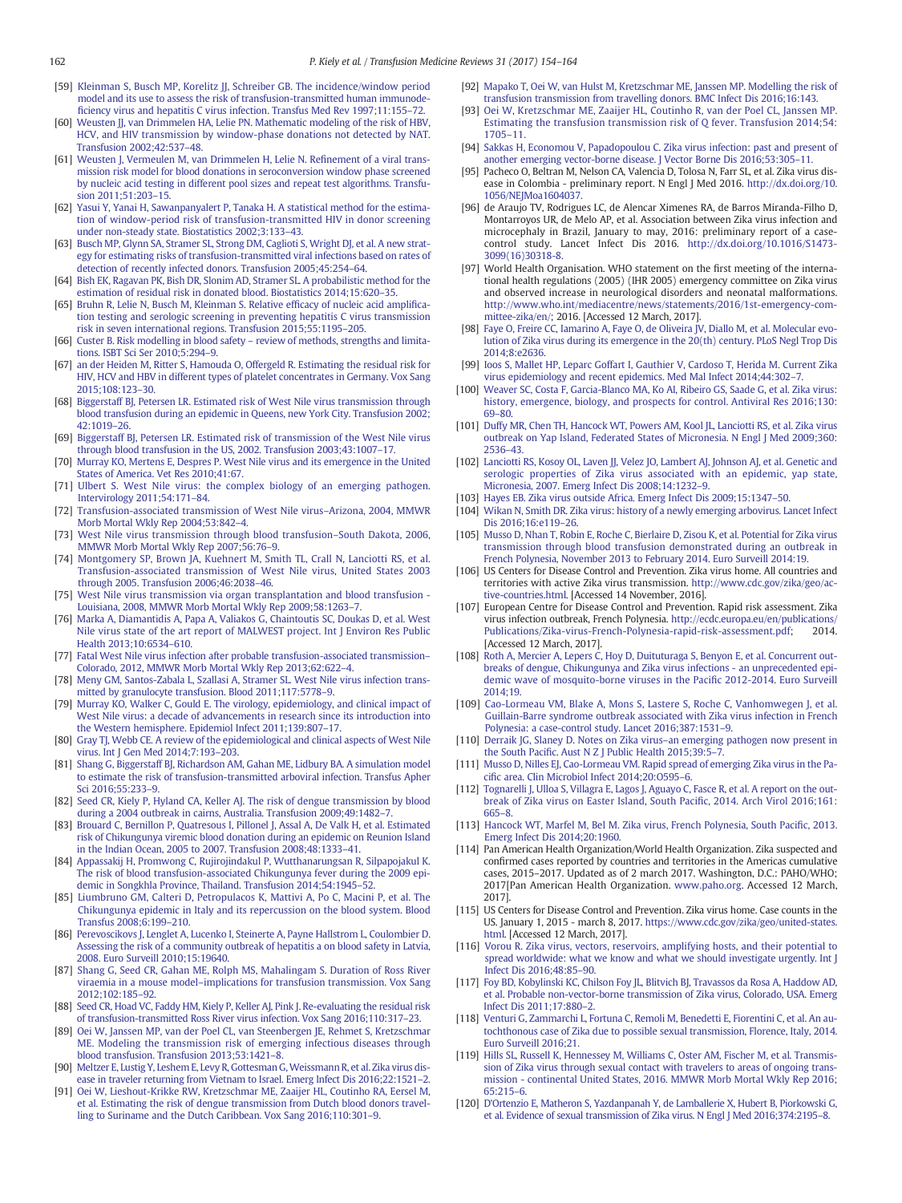[59] Kleinman S, Busch MP, Korelitz JJ, Schreiber GB. The incidence/window period model and its use to assess the risk of transfusion-transmitted human immunodeficiency virus and hepatitis C virus infection. Transfus Med Rev 1997;11:155–72.

[60] Weusten JJ, van Drimmelen HA, Lelie PN. Mathematic modeling of the risk of HBV, HCV, and HIV transmission by window-phase donations not detected by NAT. Transfusion 2002;42:537–48.

[61] Weusten J, Vermeulen M, van Drimmelen H, Lelie N. Refinement of a viral transmission risk model for blood donations in seroconversion window phase screened by nucleic acid testing in different pool sizes and repeat test algorithms. Transfusion 2011;51:203–15.

[62] Yasui Y, Yanai H, Sawanpanyalert P, Tanaka H. A statistical method for the estimation of window-period risk of transfusion-transmitted HIV in donor screening under non-steady state. Biostatistics 2002;3:133–43.

[63] Busch MP, Glynn SA, Stramer SL, Strong DM, Caglioti S, Wright DJ, et al. A new strategy for estimating risks of transfusion-transmitted viral infections based on rates of detection of recently infected donors. Transfusion 2005;45:254–64.

[64] Bish EK, Ragavan PK, Bish DR, Slonim AD, Stramer SL. A probabilistic method for the estimation of residual risk in donated blood. Biostatistics 2014;15:620–35.

[65] Bruhn R, Lelie N, Busch M, Kleinman S. Relative efficacy of nucleic acid amplification testing and serologic screening in preventing hepatitis C virus transmission risk in seven international regions. Transfusion 2015;55:1195–205.

[66] Custer B. Risk modelling in blood safety – review of methods, strengths and limitations. ISBT Sci Ser 2010;5:294–9.

[67] an der Heiden M, Ritter S, Hamouda O, Offergeld R. Estimating the residual risk for HIV, HCV and HBV in different types of platelet concentrates in Germany. Vox Sang 2015;108:123–30.

[68] Biggerstaff BJ, Petersen LR. Estimated risk of West Nile virus transmission through blood transfusion during an epidemic in Queens, new York City. Transfusion 2002; 42:1019–26.

[69] Biggerstaff BJ, Petersen LR. Estimated risk of transmission of the West Nile virus through blood transfusion in the US, 2002. Transfusion 2003;43:1007–17.

[70] Murray KO, Mertens E, Despres P. West Nile virus and its emergence in the United States of America. Vet Res 2010;41:67.

[71] Ulbert S. West Nile virus: the complex biology of an emerging pathogen. Intervirology 2011;54:171–84.

[72] Transfusion-associated transmission of West Nile virus–Arizona, 2004. MMWR Morb Mortal Wkly Rep 2004;53:842–4.

[73] West Nile virus transmission through blood transfusion–South Dakota, 2006. MMWR Morb Mortal Wkly Rep 2007;56:76–9.

[74] Montgomery SP, Brown JA, Kuehnert M, Smith TL, Crall N, Lanciotti RS, et al. Transfusion-associated transmission of West Nile virus, United States 2003 through 2005. Transfusion 2006;46:2038–46.

[75] West Nile virus transmission via organ transplantation and blood transfusion - Louisiana, 2008. MMWR Morb Mortal Wkly Rep 2009;58:1263–7.

[76] Marka A, Diamantidis A, Papa A, Valiakos G, Chaintoutis SC, Doukas D, et al. West Nile virus state of the art report of MALWEST project. Int J Environ Res Public Health 2013;10:6534–610.

[77] Fatal West Nile virus infection after probable transfusion-associated transmission–Colorado, 2012. MMWR Morb Mortal Wkly Rep 2013;62:622–4.

[78] Meny GM, Santos-Zabala L, Szallasi A, Stramer SL. West Nile virus infection transmitted by granulocyte transfusion. Blood 2011;117:5778–9.

[79] Murray KO, Walker C, Gould E. The virology, epidemiology, and clinical impact of West Nile virus: a decade of advancements in research since its introduction into the Western hemisphere. Epidemiol Infect 2011;139:807–17.

[80] Gray TJ, Webb CE. A review of the epidemiological and clinical aspects of West Nile virus. Int J Gen Med 2014;7:193–203.

[81] Shang G, Biggerstaff BJ, Richardson AM, Gahan ME, Lidbury BA. A simulation model to estimate the risk of transfusion-transmitted arboviral infection. Transfus Apher Sci 2016;55:233–9.

[82] Seed CR, Kiely P, Hyland CA, Keller AJ. The risk of dengue transmission by blood during a 2004 outbreak in cairns, Australia. Transfusion 2009;49:1482–7.

[83] Brouard C, Bernillon P, Quatresous I, Pillonel J, Assal A, De Valk H, et al. Estimated risk of Chikungunya viremic blood donation during an epidemic on Reunion Island in the Indian Ocean, 2005 to 2007. Transfusion 2008;48:1333–41.

[84] Appassakij H, Promwong C, Rujirojindakul P, Wutthanarungsan R, Silpapojakul K. The risk of blood transfusion-associated Chikungunya fever during the 2009 epidemic in Songkhla Province, Thailand. Transfusion 2014;54:1945–52.

[85] Liumbruno GM, Calteri D, Petropulacos K, Mattivi A, Po C, Macini P, et al. The Chikungunya epidemic in Italy and its repercussion on the blood system. Blood Transfus 2008;6:199–210.

[86] Perevoscikovs J, Lenglet A, Lucenko I, Steinerte A, Payne Hallstrom L, Coulombier D. Assessing the risk of a community outbreak of hepatitis a on blood safety in Latvia, 2008. Euro Surveill 2010;15:19640.

[87] Shang G, Seed CR, Gahan ME, Rolph MS, Mahalingam S. Duration of Ross River viraemia in a mouse model–implications for transfusion transmission. Vox Sang 2012;102:185–92.

[88] Seed CR, Hoad VC, Faddy HM, Kiely P, Keller AJ, Pink J. Re-evaluating the residual risk of transfusion-transmitted Ross River virus infection. Vox Sang 2016;110:317–23.

[89] Oei W, Janssen MP, van der Poel CL, van Steenbergen JE, Rehmet S, Kretzschmar ME. Modeling the transmission risk of emerging infectious diseases through blood transfusion. Transfusion 2013;53:1421–8.

[90] Meltzer E, Lustig Y, Leshem E, Levy R, Gottesman G, Weissmann R, et al. Zika virus disease in traveler returning from Vietnam to Israel. Emerg Infect Dis 2016;22:1521–2.

[91] Oei W, Lieshout-Krikke RW, Kretzschmar ME, Zaaijer HL, Coutinho RA, Eersel M, et al. Estimating the risk of dengue transmission from Dutch blood donors travelling to Suriname and the Dutch Caribbean. Vox Sang 2016;110:301–9.

[92] Mapako T, Oei W, van Hulst M, Kretzschmar ME, Janssen MP. Modelling the risk of transfusion transmission from travelling donors. BMC Infect Dis 2016;16:143.

[93] Oei W, Kretzschmar ME, Zaaijer HL, Coutinho R, van der Poel CL, Janssen MP. Estimating the transfusion transmission risk of Q fever. Transfusion 2014;54:1705–11.

[94] Sakkas H, Economou V, Papadopoulou C. Zika virus infection: past and present of another emerging vector-borne disease. J Vector Borne Dis 2016;53:305–11.

[95] Pacheco O, Beltran M, Nelson CA, Valencia D, Tolosa N, Farr SL, et al. Zika virus disease in Colombia - preliminary report. N Engl J Med 2016. http://dx.doi.org/10.1056/NEJMoa1604037.

[96] de Araujo TV, Rodrigues LC, de Alencar Ximenes RA, de Barros Miranda-Filho D, Montarroyos UR, de Melo AP, et al. Association between Zika virus infection and microcephaly in Brazil, January to may, 2016: preliminary report of a case-control study. Lancet Infect Dis 2016. http://dx.doi.org/10.1016/S1473-3099(16)30318-8.

[97] World Health Organisation. WHO statement on the first meeting of the international health regulations (2005) (IHR 2005) emergency committee on Zika virus and observed increase in neurological disorders and neonatal malformations. http://www.who.int/mediacentre/news/statements/2016/1st-emergency-committee-zika/en/; 2016. [Accessed 12 March, 2017].

[98] Faye O, Freire CC, Iamarino A, Faye O, de Oliveira JV, Diallo M, et al. Molecular evolution of Zika virus during its emergence in the 20(th) century. PLoS Negl Trop Dis 2014;8:e2636.

[99] Ioos S, Mallet HP, Leparc Goffart I, Gauthier V, Cardoso T, Herida M. Current Zika virus epidemiology and recent epidemics. Med Mal Infect 2014;44:302–7.

[100] Weaver SC, Costa F, Garcia-Blanco MA, Ko AI, Ribeiro GS, Saade G, et al. Zika virus: history, emergence, biology, and prospects for control. Antiviral Res 2016;130: 69–80.

[101] Duffy MR, Chen TH, Hancock WT, Powers AM, Kool JL, Lanciotti RS, et al. Zika virus outbreak on Yap Island, Federated States of Micronesia. N Engl J Med 2009;360: 2536–43.

[102] Lanciotti RS, Kosoy OL, Laven JJ, Velez JO, Lambert AJ, Johnson AJ, et al. Genetic and serologic properties of Zika virus associated with an epidemic, yap state, Micronesia, 2007. Emerg Infect Dis 2008;14:1232–9.

[103] Hayes EB. Zika virus outside Africa. Emerg Infect Dis 2009;15:1347–50.

[104] Wikan N, Smith DR. Zika virus: history of a newly emerging arbovirus. Lancet Infect Dis 2016;16:e119–26.

[105] Musso D, Nhan T, Robin E, Roche C, Bierlaire D, Zisou K, et al. Potential for Zika virus transmission through blood transfusion demonstrated during an outbreak in French Polynesia, November 2013 to February 2014. Euro Surveill 2014:19.

[106] US Centers for Disease Control and Prevention. Zika virus home. All countries and territories with active Zika virus transmission. http://www.cdc.gov/zika/geo/active-countries.html. [Accessed 14 November, 2016].

[107] European Centre for Disease Control and Prevention. Rapid risk assessment. Zika virus infection outbreak, French Polynesia. http://ecdc.europa.eu/en/publications/Publications/Zika-virus-French-Polynesia-rapid-risk-assessment.pdf; 2014. [Accessed 12 March, 2017].

[108] Roth A, Mercier A, Lepers C, Hoy D, Duituturaga S, Benyon E, et al. Concurrent outbreaks of dengue, Chikungunya and Zika virus infections - an unprecedented epidemic wave of mosquito-borne viruses in the Pacific 2012-2014. Euro Surveill 2014;19.

[109] Cao-Lormeau VM, Blake A, Mons S, Lastere S, Roche C, Vanhomwegen J, et al. Guillain-Barre syndrome outbreak associated with Zika virus infection in French Polynesia: a case-control study. Lancet 2016;387:1531–9.

[110] Derraik JG, Slaney D. Notes on Zika virus–an emerging pathogen now present in the South Pacific. Aust N Z J Public Health 2015;39:5–7.

[111] Musso D, Nilles EJ, Cao-Lormeau VM. Rapid spread of emerging Zika virus in the Pacific area. Clin Microbiol Infect 2014;20:O595–6.

[112] Tognarelli J, Ulloa S, Villagra E, Lagos J, Aguayo C, Fasce R, et al. A report on the outbreak of Zika virus on Easter Island, South Pacific, 2014. Arch Virol 2016;161: 665–8.

[113] Hancock WT, Marfel M, Bel M. Zika virus, French Polynesia, South Pacific, 2013. Emerg Infect Dis 2014;20:1960.

[114] Pan American Health Organization/World Health Organization. Zika suspected and confirmed cases reported by countries and territories in the Americas cumulative cases, 2015–2017. Updated as of 2 march 2017. Washington, D.C.: PAHO/WHO; 2017[Pan American Health Organization. www.paho.org. Accessed 12 March, 2017].

[115] US Centers for Disease Control and Prevention. Zika virus home. Case counts in the US. January 1, 2015 - march 8, 2017. https://www.cdc.gov/zika/geo/united-states.html. [Accessed 12 March, 2017].

[116] Vorou R. Zika virus, vectors, reservoirs, amplifying hosts, and their potential to spread worldwide: what we know and what we should investigate urgently. Int J Infect Dis 2016;48:85–90.

[117] Foy BD, Kobylinski KC, Chilson Foy JL, Blitvich BJ, Travassos da Rosa A, Haddow AD, et al. Probable non-vector-borne transmission of Zika virus, Colorado, USA. Emerg Infect Dis 2011;17:880–2.

[118] Venturi G, Zammarchi L, Fortuna C, Remoli M, Benedetti E, Fiorentini C, et al. An autochthonous case of Zika due to possible sexual transmission, Florence, Italy, 2014. Euro Surveill 2016;21.

[119] Hills SL, Russell K, Hennessey M, Williams C, Oster AM, Fischer M, et al. Transmission of Zika virus through sexual contact with travelers to areas of ongoing transmission - continental United States, 2016. MMWR Morb Mortal Wkly Rep 2016; 65:215–6.

[120] D'Ortenzio E, Matheron S, Yazdanpanah Y, de Lamballerie X, Hubert B, Piorkowski G, et al. Evidence of sexual transmission of Zika virus. N Engl J Med 2016;374:2195–8.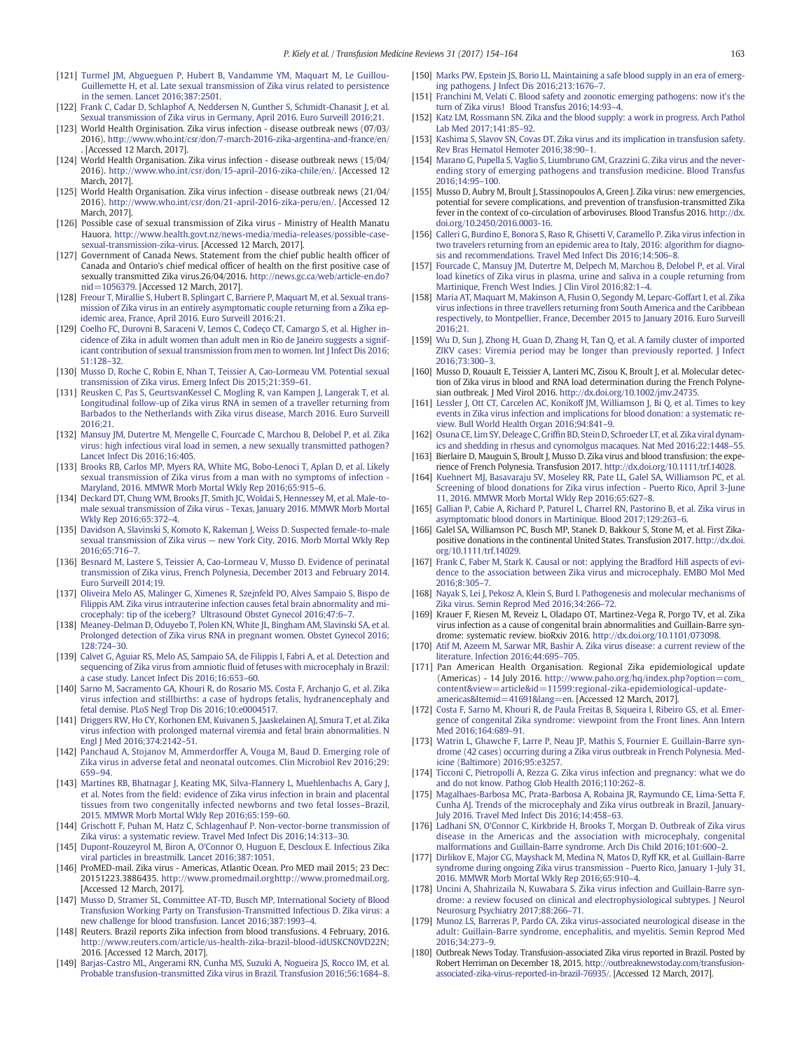[121] Turmel JM, Abgueguen P, Hubert B, Vandamme YM, Maquart M, Le Guillou-Guillemette H, et al. Late sexual transmission of Zika virus related to persistence in the semen. Lancet 2016;387:2501.

[122] Frank C, Cadar D, Schlaphof A, Neddersen N, Gunther S, Schmidt-Chanasit J, et al. Sexual transmission of Zika virus in Germany, April 2016. Euro Surveill 2016;21.

[123] World Health Orginisation. Zika virus infection - disease outbreak news (07/03/2016). http://www.who.int/csr/don/7-march-2016-zika-argentina-and-france/en/. [Accessed 12 March, 2017].

[124] World Health Organisation. Zika virus infection - disease outbreak news (15/04/2016). http://www.who.int/csr/don/15-april-2016-zika-chile/en/. [Accessed 12 March, 2017].

[125] World Health Organisation. Zika virus infection - disease outbreak news (21/04/2016). http://www.who.int/csr/don/21-april-2016-zika-peru/en/. [Accessed 12 March, 2017].

[126] Possible case of sexual transmission of Zika virus - Ministry of Health Manatu Hauora. http://www.health.govt.nz/news-media/media-releases/possible-case-sexual-transmission-zika-virus. [Accessed 12 March, 2017].

[127] Government of Canada News. Statement from the chief public health officer of Canada and Ontario's chief medical officer of health on the first positive case of sexually transmitted Zika virus.26/04/2016. http://news.gc.ca/web/article-en.do?nid=1056379. [Accessed 12 March, 2017].

[128] Freour T, Mirallie S, Hubert B, Splingart C, Barriere P, Maquart M, et al. Sexual transmission of Zika virus in an entirely asymptomatic couple returning from a Zika epidemic area, France, April 2016. Euro Surveill 2016:21.

[129] Coelho FC, Durovni B, Saraceni V, Lemos C, Codeço CT, Camargo S, et al. Higher incidence of Zika in adult women than adult men in Rio de Janeiro suggests a significant contribution of sexual transmission from men to women. Int J Infect Dis 2016; 51:128–32.

[130] Musso D, Roche C, Robin E, Nhan T, Teissier A, Cao-Lormeau VM. Potential sexual transmission of Zika virus. Emerg Infect Dis 2015;21:359–61.

[131] Reusken C, Pas S, GeurtsvanKessel C, Mogling R, van Kampen J, Langerak T, et al. Longitudinal follow-up of Zika virus RNA in semen of a traveller returning from Barbados to the Netherlands with Zika virus disease, March 2016. Euro Surveill 2016;21.

[132] Mansuy JM, Dutertre M, Mengelle C, Fourcade C, Marchou B, Delobel P, et al. Zika virus: high infectious viral load in semen, a new sexually transmitted pathogen? Lancet Infect Dis 2016;16:405.

[133] Brooks RB, Carlos MP, Myers RA, White MG, Bobo-Lenoci T, Aplan D, et al. Likely sexual transmission of Zika virus from a man with no symptoms of infection - Maryland, 2016. MMWR Morb Mortal Wkly Rep 2016;65:915–6.

[134] Deckard DT, Chung WM, Brooks JT, Smith JC, Woldai S, Hennessey M, et al. Male-to-male sexual transmission of Zika virus - Texas, January 2016. MMWR Morb Mortal Wkly Rep 2016;65:372–4.

[135] Davidson A, Slavinski S, Komoto K, Rakeman J, Weiss D. Suspected female-to-male sexual transmission of Zika virus — new York City, 2016. Morb Mortal Wkly Rep 2016;65:716–7.

[136] Besnard M, Lastere S, Teissier A, Cao-Lormeau V, Musso D. Evidence of perinatal transmission of Zika virus, French Polynesia, December 2013 and February 2014. Euro Surveill 2014;19.

[137] Oliveira Melo AS, Malinger G, Ximenes R, Szejnfeld PO, Alves Sampaio S, Bispo de Filippis AM. Zika virus intrauterine infection causes fetal brain abnormality and microcephaly: tip of the iceberg? Ultrasound Obstet Gynecol 2016;47:6–7.

[138] Meaney-Delman D, Oduyebo T, Polen KN, White JL, Bingham AM, Slavinski SA, et al. Prolonged detection of Zika virus RNA in pregnant women. Obstet Gynecol 2016; 128:724–30.

[139] Calvet G, Aguiar RS, Melo AS, Sampaio SA, de Filippis I, Fabri A, et al. Detection and sequencing of Zika virus from amniotic fluid of fetuses with microcephaly in Brazil: a case study. Lancet Infect Dis 2016;16:653–60.

[140] Sarno M, Sacramento GA, Khouri R, do Rosario MS, Costa F, Archanjo G, et al. Zika virus infection and stillbirths: a case of hydrops fetalis, hydranencephaly and fetal demise. PLoS Negl Trop Dis 2016;10:e0004517.

[141] Driggers RW, Ho CY, Korhonen EM, Kuivanen S, Jaaskelainen AJ, Smura T, et al. Zika virus infection with prolonged maternal viremia and fetal brain abnormalities. N Engl J Med 2016;374:2142–51.

[142] Panchaud A, Stojanov M, Ammerdorffer A, Vouga M, Baud D. Emerging role of Zika virus in adverse fetal and neonatal outcomes. Clin Microbiol Rev 2016;29: 659–94.

[143] Martines RB, Bhatnagar J, Keating MK, Silva-Flannery L, Muehlenbachs A, Gary J, et al. Notes from the field: evidence of Zika virus infection in brain and placental tissues from two congenitally infected newborns and two fetal losses–Brazil, 2015. MMWR Morb Mortal Wkly Rep 2016;65:159–60.

[144] Grischott F, Puhan M, Hatz C, Schlagenhauf P. Non-vector-borne transmission of Zika virus: a systematic review. Travel Med Infect Dis 2016;14:313–30.

[145] Dupont-Rouzeyrol M, Biron A, O'Connor O, Huguon E, Descloux E. Infectious Zika viral particles in breastmilk. Lancet 2016;387:1051.

[146] ProMED-mail. Zika virus - Americas, Atlantic Ocean. Pro MED mail 2015; 23 Dec: 20151223.3886435. http://www.promedmail.orghttp://www.promedmail.org. [Accessed 12 March, 2017].

[147] Musso D, Stramer SL, Committee AT-TD, Busch MP, International Society of Blood Transfusion Working Party on Transfusion-Transmitted Infectious D. Zika virus: a new challenge for blood transfusion. Lancet 2016;387:1993–4.

[148] Reuters. Brazil reports Zika infection from blood transfusions. 4 February, 2016. http://www.reuters.com/article/us-health-zika-brazil-blood-idUSKCN0VD22N; 2016. [Accessed 12 March, 2017].

[149] Barjas-Castro ML, Angerami RN, Cunha MS, Suzuki A, Nogueira JS, Rocco IM, et al. Probable transfusion-transmitted Zika virus in Brazil. Transfusion 2016;56:1684–8.

[150] Marks PW, Epstein JS, Borio LL. Maintaining a safe blood supply in an era of emerging pathogens. J Infect Dis 2016;213:1676–7.

[151] Franchini M, Velati C. Blood safety and zoonotic emerging pathogens: now it's the turn of Zika virus! Blood Transfus 2016;14:93–4.

[152] Katz LM, Rossmann SN. Zika and the blood supply: a work in progress. Arch Pathol Lab Med 2017;141:85–92.

[153] Kashima S, Slavov SN, Covas DT. Zika virus and its implication in transfusion safety. Rev Bras Hematol Hemoter 2016;38:90–1.

[154] Marano G, Pupella S, Vaglio S, Liumbruno GM, Grazzini G. Zika virus and the never-ending story of emerging pathogens and transfusion medicine. Blood Transfus 2016;14:95–100.

[155] Musso D, Aubry M, Broult J, Stassinopoulos A, Green J. Zika virus: new emergencies, potential for severe complications, and prevention of transfusion-transmitted Zika fever in the context of co-circulation of arboviruses. Blood Transfus 2016. http://dx.doi.org/10.2450/2016.0003-16.

[156] Calleri G, Burdino E, Bonora S, Raso R, Ghisetti V, Caramello P. Zika virus infection in two travelers returning from an epidemic area to Italy, 2016: algorithm for diagnosis and recommendations. Travel Med Infect Dis 2016;14:506–8.

[157] Fourcade C, Mansuy JM, Dutertre M, Delpech M, Marchou B, Delobel P, et al. Viral load kinetics of Zika virus in plasma, urine and saliva in a couple returning from Martinique, French West Indies. J Clin Virol 2016;82:1–4.

[158] Maria AT, Maquart M, Makinson A, Flusin O, Segondy M, Leparc-Goffart I, et al. Zika virus infections in three travellers returning from South America and the Caribbean respectively, to Montpellier, France, December 2015 to January 2016. Euro Surveill 2016;21.

[159] Wu D, Sun J, Zhong H, Guan D, Zhang H, Tan Q, et al. A family cluster of imported ZIKV cases: Viremia period may be longer than previously reported. J Infect 2016;73:300–3.

[160] Musso D, Rouault E, Teissier A, Lanteri MC, Zisou K, Broult J, et al. Molecular detection of Zika virus in blood and RNA load determination during the French Polynesian outbreak. J Med Virol 2016. http://dx.doi.org/10.1002/jmv.24735.

[161] Lessler J, Ott CT, Carcelen AC, Konikoff JM, Williamson J, Bi Q, et al. Times to key events in Zika virus infection and implications for blood donation: a systematic review. Bull World Health Organ 2016;94:841–9.

[162] Osuna CE, Lim SY, Deleage C, Griffin BD, Stein D, Schroeder LT, et al. Zika viral dynamics and shedding in rhesus and cynomolgus macaques. Nat Med 2016;22:1448–55.

[163] Bierlaire D, Mauguin S, Broult J, Musso D. Zika virus and blood transfusion: the experience of French Polynesia. Transfusion 2017. http://dx.doi.org/10.1111/trf.14028.

[164] Kuehnert MJ, Basavaraju SV, Moseley RR, Pate LL, Galel SA, Williamson PC, et al. Screening of blood donations for Zika virus infection - Puerto Rico, April 3-June 11, 2016. MMWR Morb Mortal Wkly Rep 2016;65:627–8.

[165] Gallian P, Cabie A, Richard P, Paturel L, Charrel RN, Pastorino B, et al. Zika virus in asymptomatic blood donors in Martinique. Blood 2017;129:263–6.

[166] Galel SA, Williamson PC, Busch MP, Stanek D, Bakkour S, Stone M, et al. First Zika-positive donations in the continental United States. Transfusion 2017. http://dx.doi.org/10.1111/trf.14029.

[167] Frank C, Faber M, Stark K. Causal or not: applying the Bradford Hill aspects of evidence to the association between Zika virus and microcephaly. EMBO Mol Med 2016;8:305–7.

[168] Nayak S, Lei J, Pekosz A, Klein S, Burd I. Pathogenesis and molecular mechanisms of Zika virus. Semin Reprod Med 2016;34:266–72.

[169] Krauer F, Riesen M, Reveiz L, Oladapo OT, Martinez-Vega R, Porgo TV, et al. Zika virus infection as a cause of congenital brain abnormalities and Guillain-Barre syndrome: systematic review. bioRxiv 2016. http://dx.doi.org/10.1101/073098.

[170] Atif M, Azeem M, Sarwar MR, Bashir A. Zika virus disease: a current review of the literature. Infection 2016;44:695–705.

[171] Pan American Health Organisation. Regional Zika epidemiological update (Americas) - 14 July 2016. http://www.paho.org/hq/index.php?option=com_content&view=article&id=11599:regional-zika-epidemiological-update-americas&Itemid=41691&lang=en. [Accessed 12 March, 2017].

[172] Costa F, Sarno M, Khouri R, de Paula Freitas B, Siqueira I, Ribeiro GS, et al. Emergence of congenital Zika syndrome: viewpoint from the Front lines. Ann Intern Med 2016;164:689–91.

[173] Watrin L, Ghawche F, Larre P, Neau JP, Mathis S, Fournier E. Guillain-Barre syndrome (42 cases) occurring during a Zika virus outbreak in French Polynesia. Medicine (Baltimore) 2016;95:e3257.

[174] Ticconi C, Pietropolli A, Rezza G. Zika virus infection and pregnancy: what we do and do not know. Pathog Glob Health 2016;110:262–8.

[175] Magalhaes-Barbosa MC, Prata-Barbosa A, Robaina JR, Raymundo CE, Lima-Setta F, Cunha AJ. Trends of the microcephaly and Zika virus outbreak in Brazil, January-July 2016. Travel Med Infect Dis 2016;14:458–63.

[176] Ladhani SN, O'Connor C, Kirkbride H, Brooks T, Morgan D. Outbreak of Zika virus disease in the Americas and the association with microcephaly, congenital malformations and Guillain-Barre syndrome. Arch Dis Child 2016;101:600–2.

[177] Dirlikov E, Major CG, Mayshack M, Medina N, Matos D, Ryff KR, et al. Guillain-Barre syndrome during ongoing Zika virus transmission - Puerto Rico, January 1-July 31, 2016. MMWR Morb Mortal Wkly Rep 2016;65:910–4.

[178] Uncini A, Shahrizaila N, Kuwabara S. Zika virus infection and Guillain-Barre syndrome: a review focused on clinical and electrophysiological subtypes. J Neurol Neurosurg Psychiatry 2017;88:266–71.

[179] Munoz LS, Barreras P, Pardo CA. Zika virus-associated neurological disease in the adult: Guillain-Barre syndrome, encephalitis, and myelitis. Semin Reprod Med 2016;34:273–9.

[180] Outbreak News Today. Transfusion-associated Zika virus reported in Brazil. Posted by Robert Herriman on December 18, 2015. http://outbreaknewstoday.com/transfusion-associated-zika-virus-reported-in-brazil-76935/. [Accessed 12 March, 2017].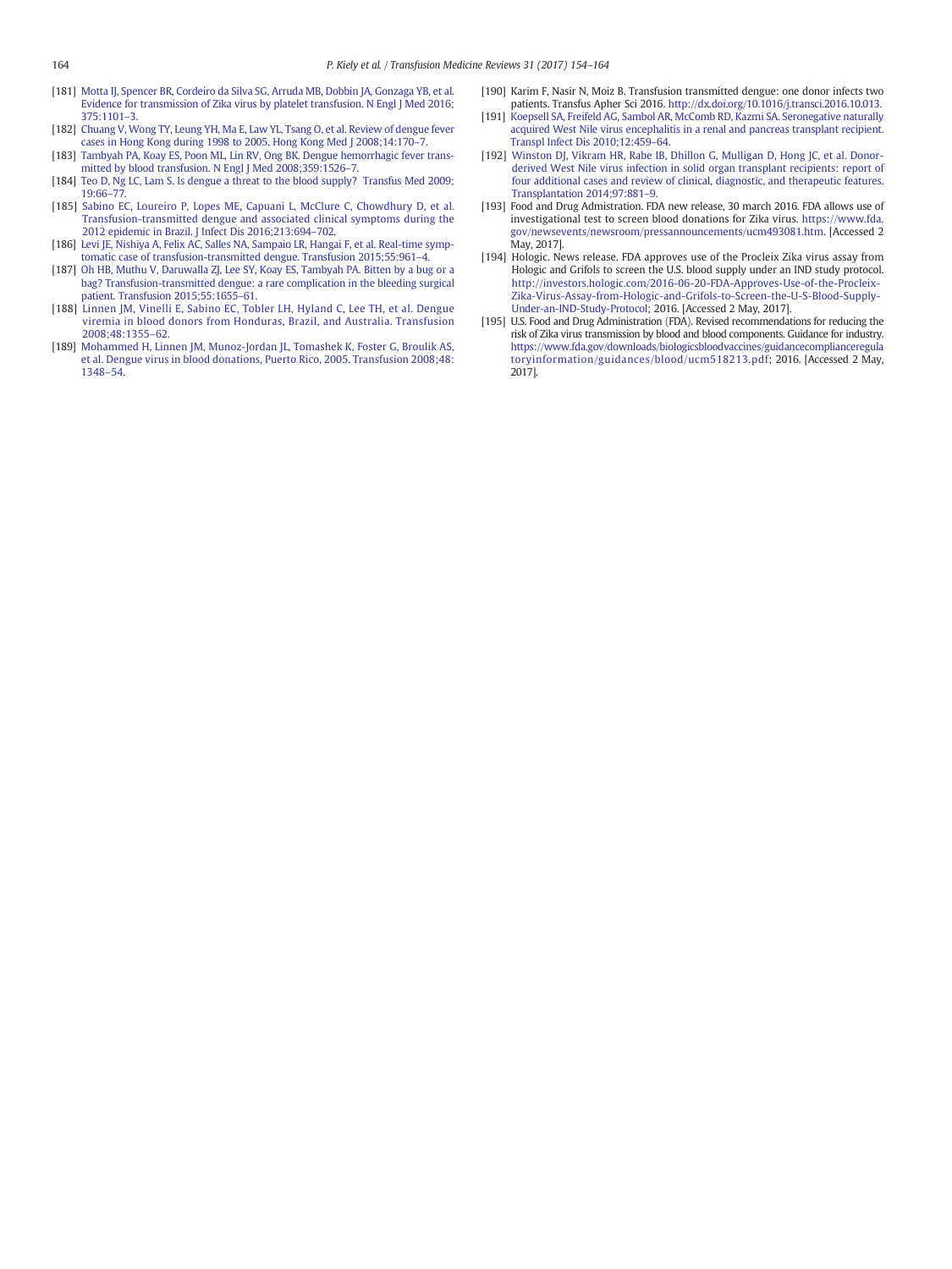[181] Motta IJ, Spencer BR, Cordeiro da Silva SG, Arruda MB, Dobbin JA, Gonzaga YB, et al. Evidence for transmission of Zika virus by platelet transfusion. N Engl J Med 2016;375:1101–3.

[182] Chuang V, Wong TY, Leung YH, Ma E, Law YL, Tsang O, et al. Review of dengue fever cases in Hong Kong during 1998 to 2005. Hong Kong Med J 2008;14:170–7.

[183] Tambyah PA, Koay ES, Poon ML, Lin RV, Ong BK. Dengue hemorrhagic fever transmitted by blood transfusion. N Engl J Med 2008;359:1526–7.

[184] Teo D, Ng LC, Lam S. Is dengue a threat to the blood supply? Transfus Med 2009;19:66–77.

[185] Sabino EC, Loureiro P, Lopes ME, Capuani L, McClure C, Chowdhury D, et al. Transfusion-transmitted dengue and associated clinical symptoms during the 2012 epidemic in Brazil. J Infect Dis 2016;213:694–702.

[186] Levi JE, Nishiya A, Felix AC, Salles NA, Sampaio LR, Hangai F, et al. Real-time symptomatic case of transfusion-transmitted dengue. Transfusion 2015;55:961–4.

[187] Oh HB, Muthu V, Daruwalla ZJ, Lee SY, Koay ES, Tambyah PA. Bitten by a bug or a bag? Transfusion-transmitted dengue: a rare complication in the bleeding surgical patient. Transfusion 2015;55:1655–61.

[188] Linnen JM, Vinelli E, Sabino EC, Tobler LH, Hyland C, Lee TH, et al. Dengue viremia in blood donors from Honduras, Brazil, and Australia. Transfusion 2008;48:1355–62.

[189] Mohammed H, Linnen JM, Munoz-Jordan JL, Tomashek K, Foster G, Broulik AS, et al. Dengue virus in blood donations, Puerto Rico, 2005. Transfusion 2008;48:1348–54.

[190] Karim F, Nasir N, Moiz B. Transfusion transmitted dengue: one donor infects two patients. Transfus Apher Sci 2016. http://dx.doi.org/10.1016/j.transci.2016.10.013.

[191] Koepsell SA, Freifeld AG, Sambol AR, McComb RD, Kazmi SA. Seronegative naturally acquired West Nile virus encephalitis in a renal and pancreas transplant recipient. Transpl Infect Dis 2010;12:459–64.

[192] Winston DJ, Vikram HR, Rabe IB, Dhillon G, Mulligan D, Hong JC, et al. Donor-derived West Nile virus infection in solid organ transplant recipients: report of four additional cases and review of clinical, diagnostic, and therapeutic features. Transplantation 2014;97:881–9.

[193] Food and Drug Admistration. FDA new release, 30 march 2016. FDA allows use of investigational test to screen blood donations for Zika virus. https://www.fda.gov/newsevents/newsroom/pressannouncements/ucm493081.htm. [Accessed 2 May, 2017].

[194] Hologic. News release. FDA approves use of the Procleix Zika virus assay from Hologic and Grifols to screen the U.S. blood supply under an IND study protocol. http://investors.hologic.com/2016-06-20-FDA-Approves-Use-of-the-Procleix-Zika-Virus-Assay-from-Hologic-and-Grifols-to-Screen-the-U-S-Blood-Supply-Under-an-IND-Study-Protocol; 2016. [Accessed 2 May, 2017].

[195] U.S. Food and Drug Administration (FDA). Revised recommendations for reducing the risk of Zika virus transmission by blood and blood components. Guidance for industry. https://www.fda.gov/downloads/biologicsbloodvaccines/guidancecomplianceregulatoryinformation/guidances/blood/ucm518213.pdf; 2016. [Accessed 2 May, 2017].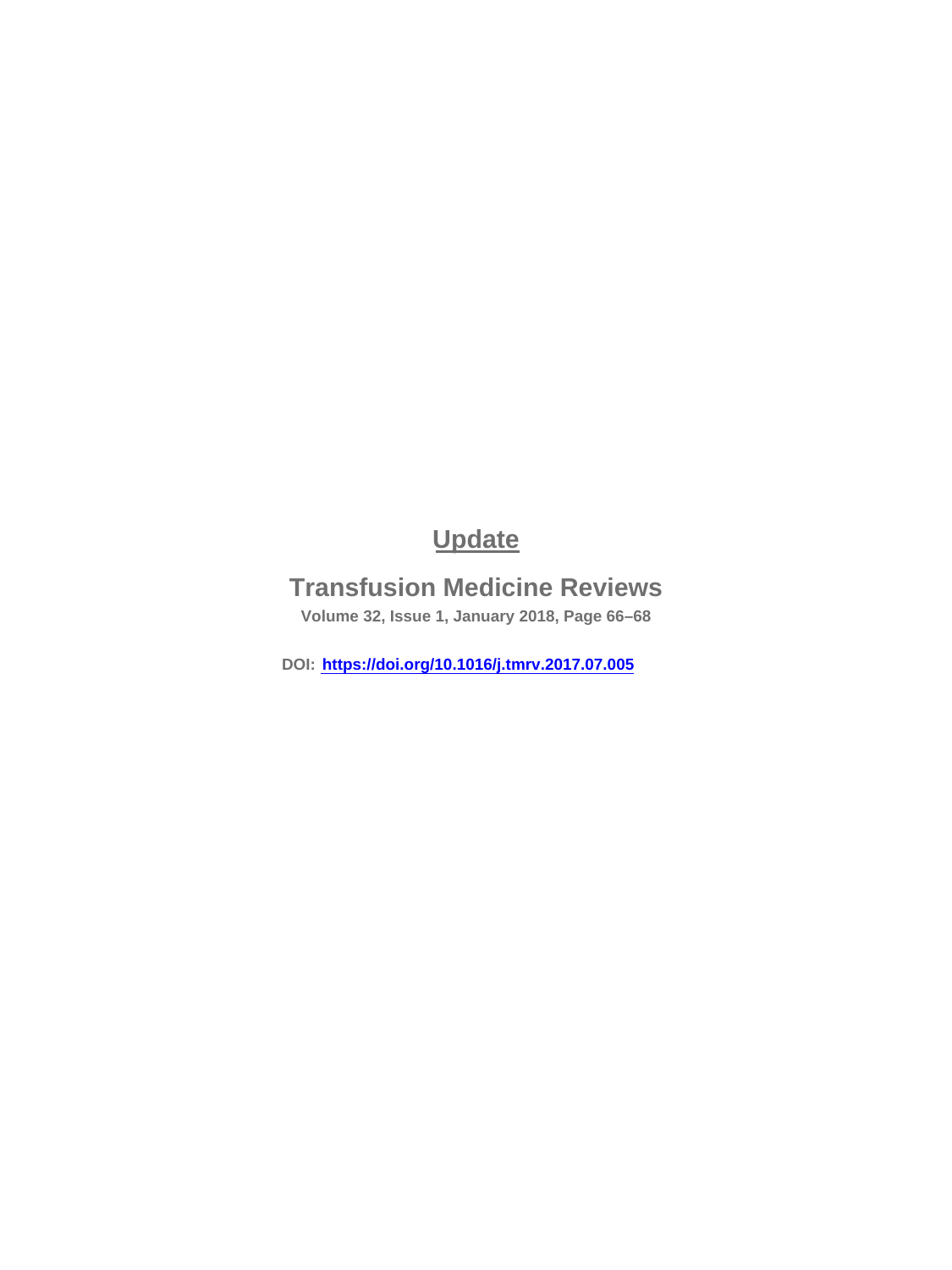# Update

## Transfusion Medicine Reviews

**Volume 32, Issue 1, January 2018, Page 66–68**

**DOI:** https://doi.org/10.1016/j.tmrv.2017.07.005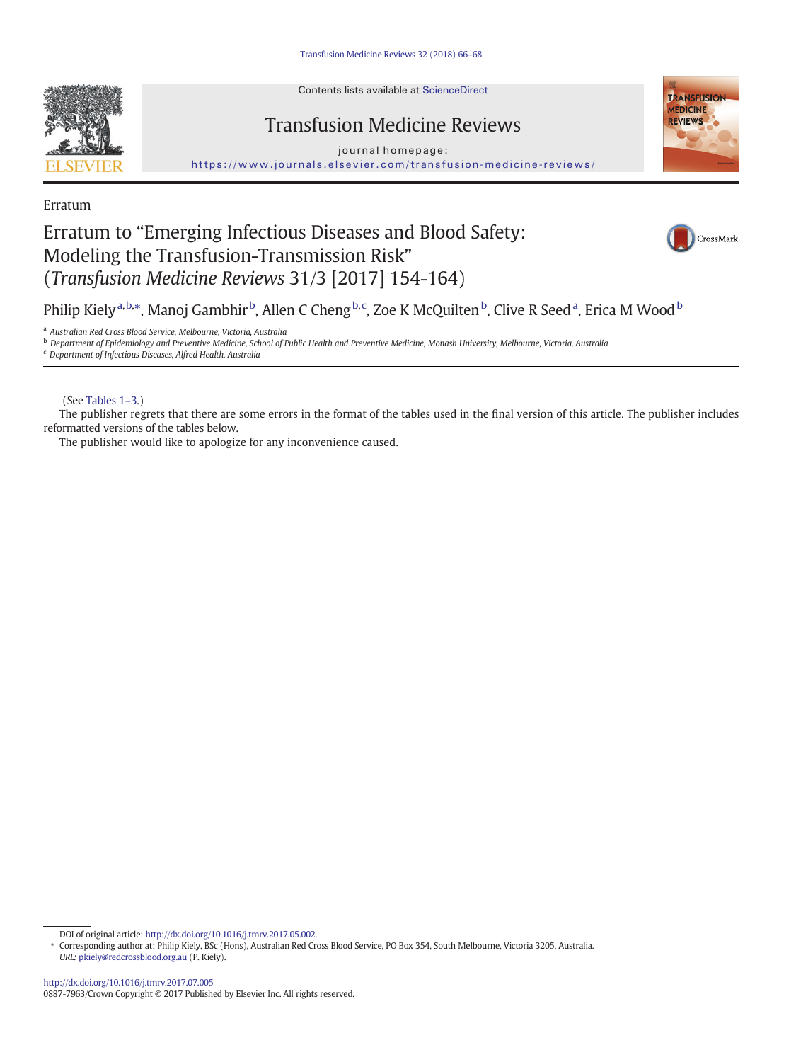Erratum

# Erratum to "Emerging Infectious Diseases and Blood Safety: Modeling the Transfusion-Transmission Risk" (*Transfusion Medicine Reviews* 31/3 [2017] 154-164)

Philip Kiely[a,b,*], Manoj Gambhir[b], Allen C Cheng[b,c], Zoe K McQuilten[b], Clive R Seed[a], Erica M Wood[b]

[a] Australian Red Cross Blood Service, Melbourne, Victoria, Australia

[b] Department of Epidemiology and Preventive Medicine, School of Public Health and Preventive Medicine, Monash University, Melbourne, Victoria, Australia

[c] Department of Infectious Diseases, Alfred Health, Australia

(See Tables 1–3.)

The publisher regrets that there are some errors in the format of the tables used in the final version of this article. The publisher includes reformatted versions of the tables below.

The publisher would like to apologize for any inconvenience caused.

DOI of original article: http://dx.doi.org/10.1016/j.tmrv.2017.05.002.

\* Corresponding author at: Philip Kiely, BSc (Hons), Australian Red Cross Blood Service, PO Box 354, South Melbourne, Victoria 3205, Australia. URL: pkiely@redcrossblood.org.au (P. Kiely).

http://dx.doi.org/10.1016/j.tmrv.2017.07.005

0887-7963/Crown Copyright © 2017 Published by Elsevier Inc. All rights reserved.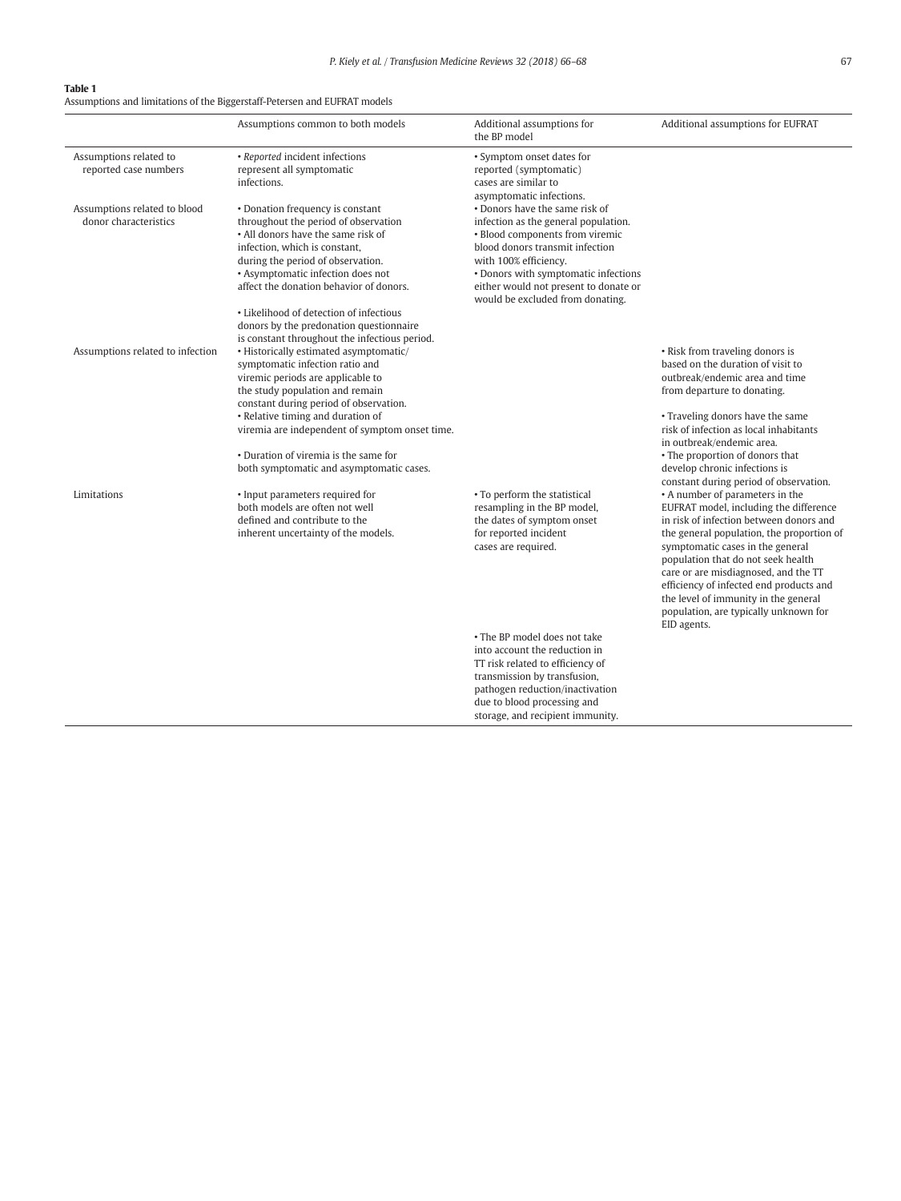**Table 1**
Assumptions and limitations of the Biggerstaff-Petersen and EUFRAT models

| | Assumptions common to both models | Additional assumptions for the BP model | Additional assumptions for EUFRAT |
|---|---|---|---|
| Assumptions related to reported case numbers | • *Reported* incident infections represent all symptomatic infections. | • Symptom onset dates for reported (symptomatic) cases are similar to asymptomatic infections. | |
| Assumptions related to blood donor characteristics | • Donation frequency is constant throughout the period of observation<br>• All donors have the same risk of infection, which is constant, during the period of observation.<br>• Asymptomatic infection does not affect the donation behavior of donors.<br>• Likelihood of detection of infectious donors by the predonation questionnaire is constant throughout the infectious period. | • Donors have the same risk of infection as the general population.<br>• Blood components from viremic blood donors transmit infection with 100% efficiency.<br>• Donors with symptomatic infections either would not present to donate or would be excluded from donating. | |
| Assumptions related to infection | • Historically estimated asymptomatic/symptomatic infection ratio and viremic periods are applicable to the study population and remain constant during period of observation.<br>• Relative timing and duration of viremia are independent of symptom onset time.<br>• Duration of viremia is the same for both symptomatic and asymptomatic cases. | | • Risk from traveling donors is based on the duration of visit to outbreak/endemic area and time from departure to donating.<br>• Traveling donors have the same risk of infection as local inhabitants in outbreak/endemic area.<br>• The proportion of donors that develop chronic infections is constant during period of observation. |
| Limitations | • Input parameters required for both models are often not well defined and contribute to the inherent uncertainty of the models. | • To perform the statistical resampling in the BP model, the dates of symptom onset for reported incident cases are required.<br>• The BP model does not take into account the reduction in TT risk related to efficiency of transmission by transfusion, pathogen reduction/inactivation due to blood processing and storage, and recipient immunity. | • A number of parameters in the EUFRAT model, including the difference in risk of infection between donors and the general population, the proportion of symptomatic cases in the general population that do not seek health care or are misdiagnosed, and the TT efficiency of infected end products and the level of immunity in the general population, are typically unknown for EID agents. |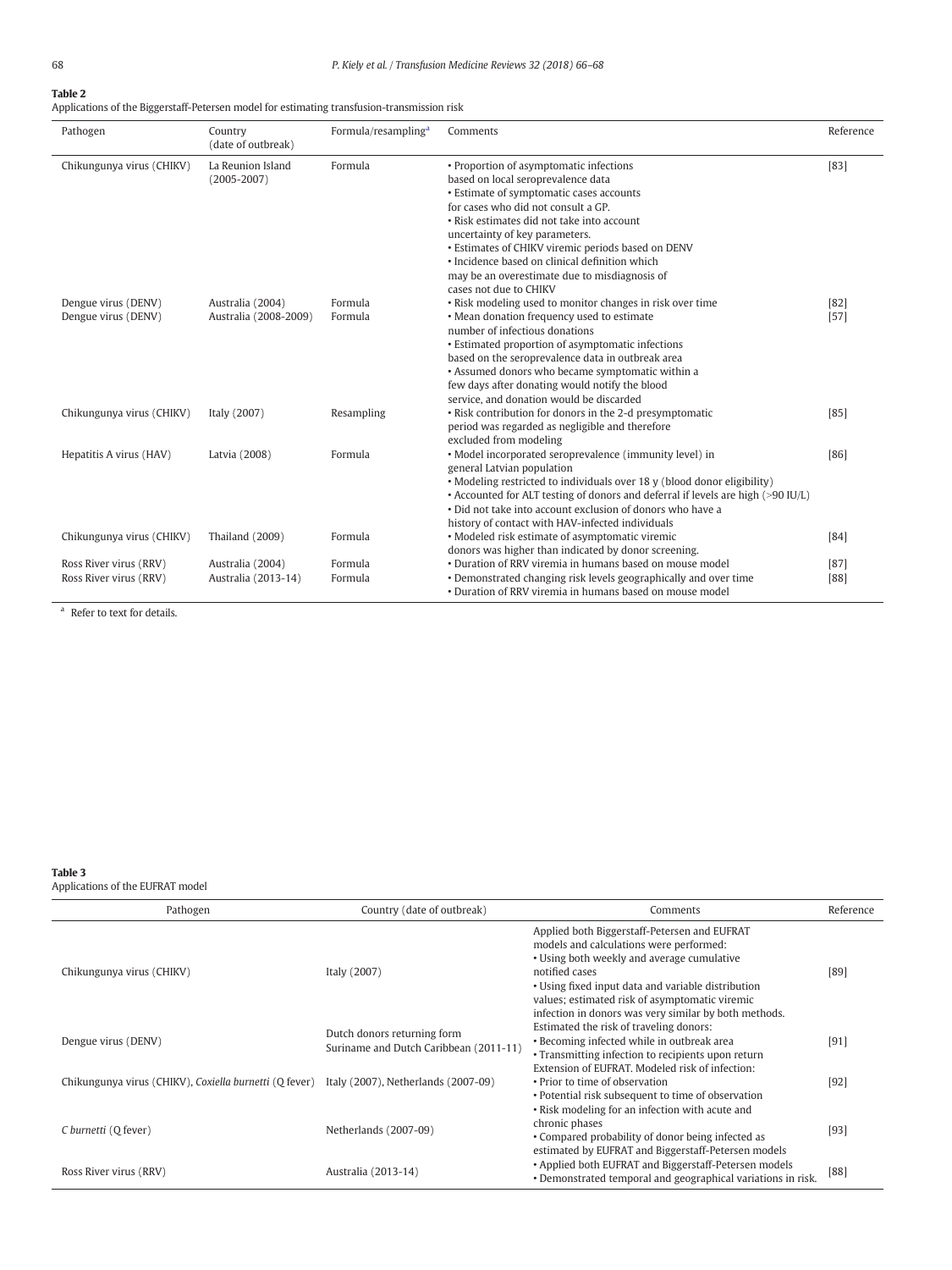**Table 2**
Applications of the Biggerstaff-Petersen model for estimating transfusion-transmission risk

| Pathogen | Country (date of outbreak) | Formula/resampling[a] | Comments | Reference |
|---|---|---|---|---|
| Chikungunya virus (CHIKV) | La Reunion Island (2005-2007) | Formula | • Proportion of asymptomatic infections based on local seroprevalence data<br>• Estimate of symptomatic cases accounts for cases who did not consult a GP.<br>• Risk estimates did not take into account uncertainty of key parameters.<br>• Estimates of CHIKV viremic periods based on DENV<br>• Incidence based on clinical definition which may be an overestimate due to misdiagnosis of cases not due to CHIKV | [83] |
| Dengue virus (DENV) | Australia (2004) | Formula | • Risk modeling used to monitor changes in risk over time | [82] |
| Dengue virus (DENV) | Australia (2008-2009) | Formula | • Mean donation frequency used to estimate number of infectious donations<br>• Estimated proportion of asymptomatic infections based on the seroprevalence data in outbreak area<br>• Assumed donors who became symptomatic within a few days after donating would notify the blood service, and donation would be discarded | [57] |
| Chikungunya virus (CHIKV) | Italy (2007) | Resampling | • Risk contribution for donors in the 2-d presymptomatic period was regarded as negligible and therefore excluded from modeling | [85] |
| Hepatitis A virus (HAV) | Latvia (2008) | Formula | • Model incorporated seroprevalence (immunity level) in general Latvian population<br>• Modeling restricted to individuals over 18 y (blood donor eligibility)<br>• Accounted for ALT testing of donors and deferral if levels are high (>90 IU/L)<br>• Did not take into account exclusion of donors who have a history of contact with HAV-infected individuals | [86] |
| Chikungunya virus (CHIKV) | Thailand (2009) | Formula | • Modeled risk estimate of asymptomatic viremic donors was higher than indicated by donor screening. | [84] |
| Ross River virus (RRV) | Australia (2004) | Formula | • Duration of RRV viremia in humans based on mouse model | [87] |
| Ross River virus (RRV) | Australia (2013-14) | Formula | • Demonstrated changing risk levels geographically and over time<br>• Duration of RRV viremia in humans based on mouse model | [88] |

[a] Refer to text for details.

**Table 3**
Applications of the EUFRAT model

| Pathogen | Country (date of outbreak) | Comments | Reference |
|---|---|---|---|
| Chikungunya virus (CHIKV) | Italy (2007) | Applied both Biggerstaff-Petersen and EUFRAT models and calculations were performed:<br>• Using both weekly and average cumulative notified cases<br>• Using fixed input data and variable distribution values; estimated risk of asymptomatic viremic infection in donors was very similar by both methods. | [89] |
| Dengue virus (DENV) | Dutch donors returning form Suriname and Dutch Caribbean (2011-11) | Estimated the risk of traveling donors:<br>• Becoming infected while in outbreak area<br>• Transmitting infection to recipients upon return | [91] |
| Chikungunya virus (CHIKV), *Coxiella burnetti* (Q fever) | Italy (2007), Netherlands (2007-09) | Extension of EUFRAT. Modeled risk of infection:<br>• Prior to time of observation<br>• Potential risk subsequent to time of observation | [92] |
| *C burnetti* (Q fever) | Netherlands (2007-09) | • Risk modeling for an infection with acute and chronic phases<br>• Compared probability of donor being infected as estimated by EUFRAT and Biggerstaff-Petersen models | [93] |
| Ross River virus (RRV) | Australia (2013-14) | • Applied both EUFRAT and Biggerstaff-Petersen models<br>• Demonstrated temporal and geographical variations in risk. | [88] |